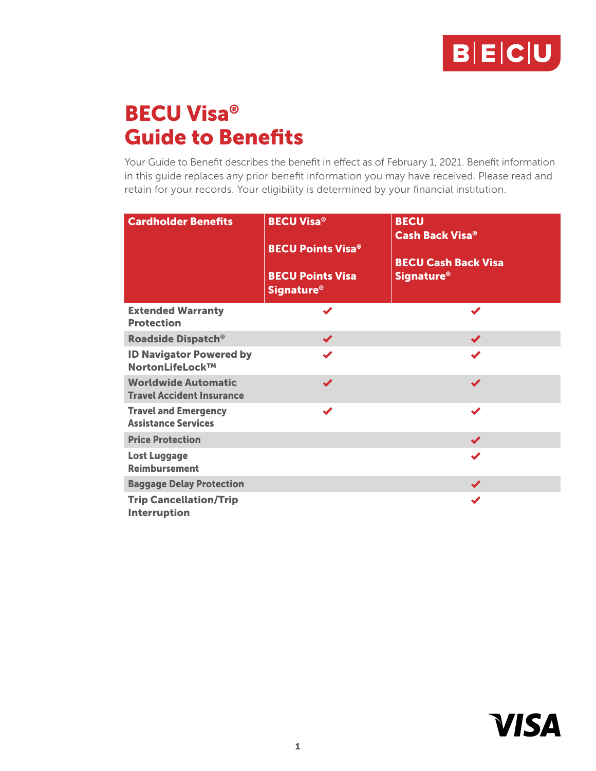# BECU Visa® Guide to Benefits

Your Guide to Benefit describes the benefit in effect as of February 1, 2021. Benefit information in this guide replaces any prior benefit information you may have received. Please read and retain for your records. Your eligibility is determined by your financial institution.

| Cardholder Benefits | BECU Visa® <br> BECU Points Visa® <br> BECU Points Visa Signature® | BECU Cash Back Visa® <br> BECU Cash Back Visa Signature® |
|---|---|---|
| Extended Warranty Protection | ✔ | ✔ |
| Roadside Dispatch® | ✔ | ✔ |
| ID Navigator Powered by NortonLifeLock™ | ✔ | ✔ |
| Worldwide Automatic Travel Accident Insurance | ✔ | ✔ |
| Travel and Emergency Assistance Services | ✔ | ✔ |
| Price Protection | | ✔ |
| Lost Luggage Reimbursement | | ✔ |
| Baggage Delay Protection | | ✔ |
| Trip Cancellation/Trip Interruption | | ✔ |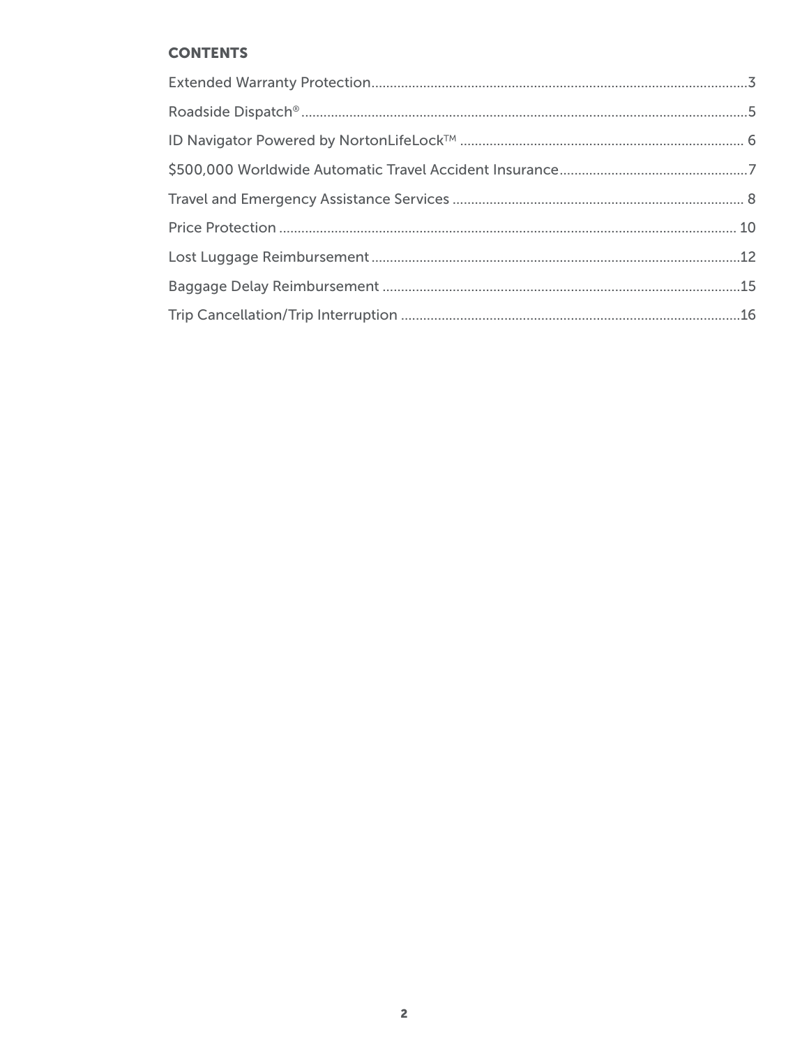## CONTENTS

Extended Warranty Protection....................................................................................................3

Roadside Dispatch®.......................................................................................................................5

ID Navigator Powered by NortonLifeLock™ ........................................................................... 6

$500,000 Worldwide Automatic Travel Accident Insurance..................................................7

Travel and Emergency Assistance Services ............................................................................. 8

Price Protection .......................................................................................................................... 10

Lost Luggage Reimbursement...................................................................................................12

Baggage Delay Reimbursement ...............................................................................................15

Trip Cancellation/Trip Interruption ..........................................................................................16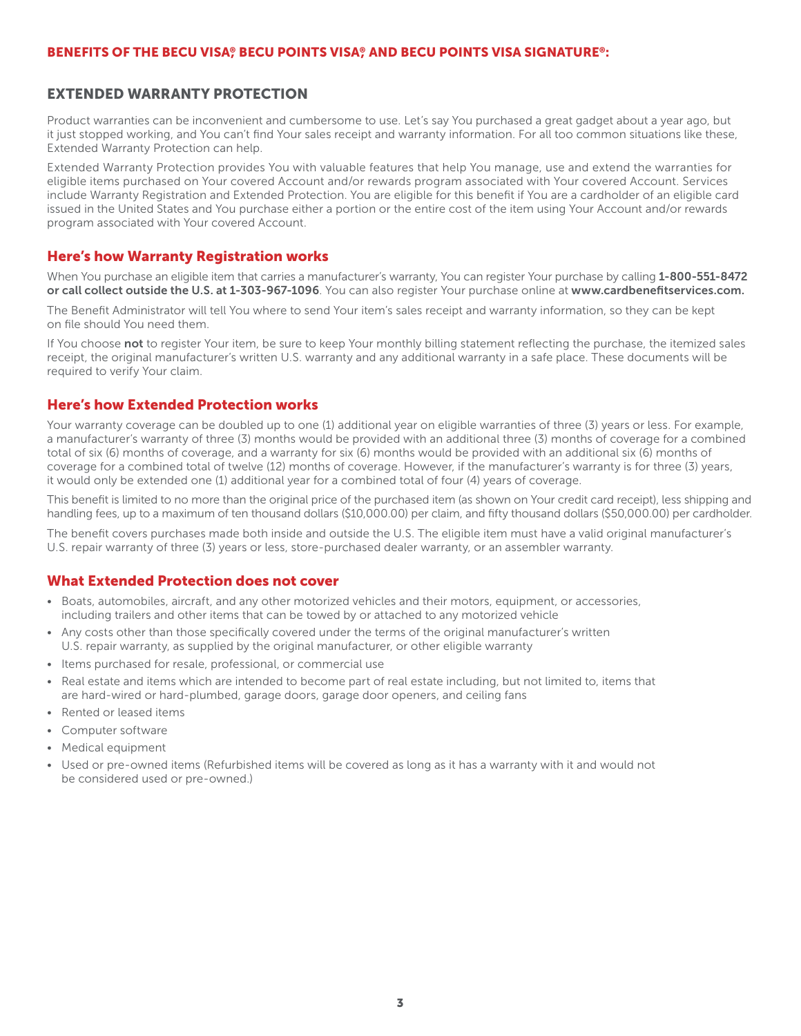## BENEFITS OF THE BECU VISA®, BECU POINTS VISA®, AND BECU POINTS VISA SIGNATURE®:

## EXTENDED WARRANTY PROTECTION

Product warranties can be inconvenient and cumbersome to use. Let's say You purchased a great gadget about a year ago, but it just stopped working, and You can't find Your sales receipt and warranty information. For all too common situations like these, Extended Warranty Protection can help.

Extended Warranty Protection provides You with valuable features that help You manage, use and extend the warranties for eligible items purchased on Your covered Account and/or rewards program associated with Your covered Account. Services include Warranty Registration and Extended Protection. You are eligible for this benefit if You are a cardholder of an eligible card issued in the United States and You purchase either a portion or the entire cost of the item using Your Account and/or rewards program associated with Your covered Account.

### Here's how Warranty Registration works

When You purchase an eligible item that carries a manufacturer's warranty, You can register Your purchase by calling **1-800-551-8472 or call collect outside the U.S. at 1-303-967-1096**. You can also register Your purchase online at **www.cardbenefitservices.com.**

The Benefit Administrator will tell You where to send Your item's sales receipt and warranty information, so they can be kept on file should You need them.

If You choose **not** to register Your item, be sure to keep Your monthly billing statement reflecting the purchase, the itemized sales receipt, the original manufacturer's written U.S. warranty and any additional warranty in a safe place. These documents will be required to verify Your claim.

### Here's how Extended Protection works

Your warranty coverage can be doubled up to one (1) additional year on eligible warranties of three (3) years or less. For example, a manufacturer's warranty of three (3) months would be provided with an additional three (3) months of coverage for a combined total of six (6) months of coverage, and a warranty for six (6) months would be provided with an additional six (6) months of coverage for a combined total of twelve (12) months of coverage. However, if the manufacturer's warranty is for three (3) years, it would only be extended one (1) additional year for a combined total of four (4) years of coverage.

This benefit is limited to no more than the original price of the purchased item (as shown on Your credit card receipt), less shipping and handling fees, up to a maximum of ten thousand dollars ($10,000.00) per claim, and fifty thousand dollars ($50,000.00) per cardholder.

The benefit covers purchases made both inside and outside the U.S. The eligible item must have a valid original manufacturer's U.S. repair warranty of three (3) years or less, store-purchased dealer warranty, or an assembler warranty.

### What Extended Protection does not cover

- Boats, automobiles, aircraft, and any other motorized vehicles and their motors, equipment, or accessories, including trailers and other items that can be towed by or attached to any motorized vehicle
- Any costs other than those specifically covered under the terms of the original manufacturer's written U.S. repair warranty, as supplied by the original manufacturer, or other eligible warranty
- Items purchased for resale, professional, or commercial use
- Real estate and items which are intended to become part of real estate including, but not limited to, items that are hard-wired or hard-plumbed, garage doors, garage door openers, and ceiling fans
- Rented or leased items
- Computer software
- Medical equipment
- Used or pre-owned items (Refurbished items will be covered as long as it has a warranty with it and would not be considered used or pre-owned.)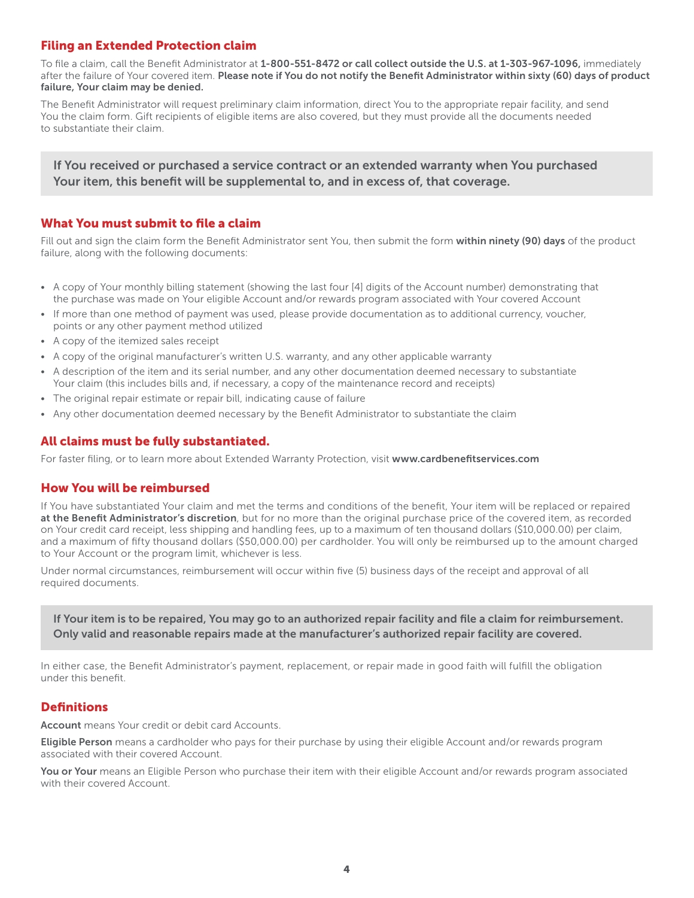## Filing an Extended Protection claim

To file a claim, call the Benefit Administrator at **1-800-551-8472 or call collect outside the U.S. at 1-303-967-1096,** immediately after the failure of Your covered item. **Please note if You do not notify the Benefit Administrator within sixty (60) days of product failure, Your claim may be denied.**

The Benefit Administrator will request preliminary claim information, direct You to the appropriate repair facility, and send You the claim form. Gift recipients of eligible items are also covered, but they must provide all the documents needed to substantiate their claim.

**If You received or purchased a service contract or an extended warranty when You purchased Your item, this benefit will be supplemental to, and in excess of, that coverage.**

## What You must submit to file a claim

Fill out and sign the claim form the Benefit Administrator sent You, then submit the form **within ninety (90) days** of the product failure, along with the following documents:

- A copy of Your monthly billing statement (showing the last four [4] digits of the Account number) demonstrating that the purchase was made on Your eligible Account and/or rewards program associated with Your covered Account
- If more than one method of payment was used, please provide documentation as to additional currency, voucher, points or any other payment method utilized
- A copy of the itemized sales receipt
- A copy of the original manufacturer's written U.S. warranty, and any other applicable warranty
- A description of the item and its serial number, and any other documentation deemed necessary to substantiate Your claim (this includes bills and, if necessary, a copy of the maintenance record and receipts)
- The original repair estimate or repair bill, indicating cause of failure
- Any other documentation deemed necessary by the Benefit Administrator to substantiate the claim

## All claims must be fully substantiated.

For faster filing, or to learn more about Extended Warranty Protection, visit **www.cardbenefitservices.com**

## How You will be reimbursed

If You have substantiated Your claim and met the terms and conditions of the benefit, Your item will be replaced or repaired **at the Benefit Administrator's discretion**, but for no more than the original purchase price of the covered item, as recorded on Your credit card receipt, less shipping and handling fees, up to a maximum of ten thousand dollars ($10,000.00) per claim, and a maximum of fifty thousand dollars ($50,000.00) per cardholder. You will only be reimbursed up to the amount charged to Your Account or the program limit, whichever is less.

Under normal circumstances, reimbursement will occur within five (5) business days of the receipt and approval of all required documents.

**If Your item is to be repaired, You may go to an authorized repair facility and file a claim for reimbursement. Only valid and reasonable repairs made at the manufacturer's authorized repair facility are covered.**

In either case, the Benefit Administrator's payment, replacement, or repair made in good faith will fulfill the obligation under this benefit.

## Definitions

**Account** means Your credit or debit card Accounts.

**Eligible Person** means a cardholder who pays for their purchase by using their eligible Account and/or rewards program associated with their covered Account.

**You or Your** means an Eligible Person who purchase their item with their eligible Account and/or rewards program associated with their covered Account.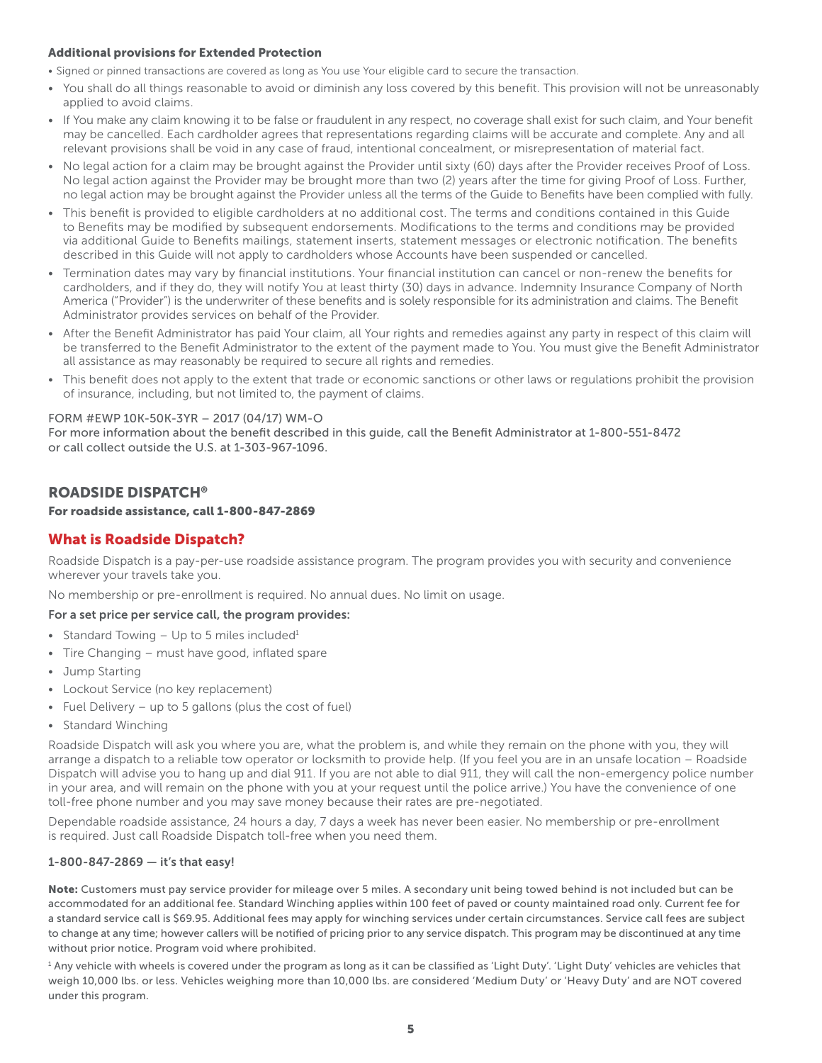### Additional provisions for Extended Protection

- Signed or pinned transactions are covered as long as You use Your eligible card to secure the transaction.
- You shall do all things reasonable to avoid or diminish any loss covered by this benefit. This provision will not be unreasonably applied to avoid claims.
- If You make any claim knowing it to be false or fraudulent in any respect, no coverage shall exist for such claim, and Your benefit may be cancelled. Each cardholder agrees that representations regarding claims will be accurate and complete. Any and all relevant provisions shall be void in any case of fraud, intentional concealment, or misrepresentation of material fact.
- No legal action for a claim may be brought against the Provider until sixty (60) days after the Provider receives Proof of Loss. No legal action against the Provider may be brought more than two (2) years after the time for giving Proof of Loss. Further, no legal action may be brought against the Provider unless all the terms of the Guide to Benefits have been complied with fully.
- This benefit is provided to eligible cardholders at no additional cost. The terms and conditions contained in this Guide to Benefits may be modified by subsequent endorsements. Modifications to the terms and conditions may be provided via additional Guide to Benefits mailings, statement inserts, statement messages or electronic notification. The benefits described in this Guide will not apply to cardholders whose Accounts have been suspended or cancelled.
- Termination dates may vary by financial institutions. Your financial institution can cancel or non-renew the benefits for cardholders, and if they do, they will notify You at least thirty (30) days in advance. Indemnity Insurance Company of North America ("Provider") is the underwriter of these benefits and is solely responsible for its administration and claims. The Benefit Administrator provides services on behalf of the Provider.
- After the Benefit Administrator has paid Your claim, all Your rights and remedies against any party in respect of this claim will be transferred to the Benefit Administrator to the extent of the payment made to You. You must give the Benefit Administrator all assistance as may reasonably be required to secure all rights and remedies.
- This benefit does not apply to the extent that trade or economic sanctions or other laws or regulations prohibit the provision of insurance, including, but not limited to, the payment of claims.

FORM #EWP 10K-50K-3YR – 2017 (04/17) WM-O
For more information about the benefit described in this guide, call the Benefit Administrator at 1-800-551-8472 or call collect outside the U.S. at 1-303-967-1096.

## ROADSIDE DISPATCH®

**For roadside assistance, call 1-800-847-2869**

## What is Roadside Dispatch?

Roadside Dispatch is a pay-per-use roadside assistance program. The program provides you with security and convenience wherever your travels take you.

No membership or pre-enrollment is required. No annual dues. No limit on usage.

**For a set price per service call, the program provides:**

- Standard Towing – Up to 5 miles included[1]
- Tire Changing – must have good, inflated spare
- Jump Starting
- Lockout Service (no key replacement)
- Fuel Delivery – up to 5 gallons (plus the cost of fuel)
- Standard Winching

Roadside Dispatch will ask you where you are, what the problem is, and while they remain on the phone with you, they will arrange a dispatch to a reliable tow operator or locksmith to provide help. (If you feel you are in an unsafe location – Roadside Dispatch will advise you to hang up and dial 911. If you are not able to dial 911, they will call the non-emergency police number in your area, and will remain on the phone with you at your request until the police arrive.) You have the convenience of one toll-free phone number and you may save money because their rates are pre-negotiated.

Dependable roadside assistance, 24 hours a day, 7 days a week has never been easier. No membership or pre-enrollment is required. Just call Roadside Dispatch toll-free when you need them.

**1-800-847-2869 — it's that easy!**

**Note:** Customers must pay service provider for mileage over 5 miles. A secondary unit being towed behind is not included but can be accommodated for an additional fee. Standard Winching applies within 100 feet of paved or county maintained road only. Current fee for a standard service call is $69.95. Additional fees may apply for winching services under certain circumstances. Service call fees are subject to change at any time; however callers will be notified of pricing prior to any service dispatch. This program may be discontinued at any time without prior notice. Program void where prohibited.

[1] Any vehicle with wheels is covered under the program as long as it can be classified as 'Light Duty'. 'Light Duty' vehicles are vehicles that weigh 10,000 lbs. or less. Vehicles weighing more than 10,000 lbs. are considered 'Medium Duty' or 'Heavy Duty' and are NOT covered under this program.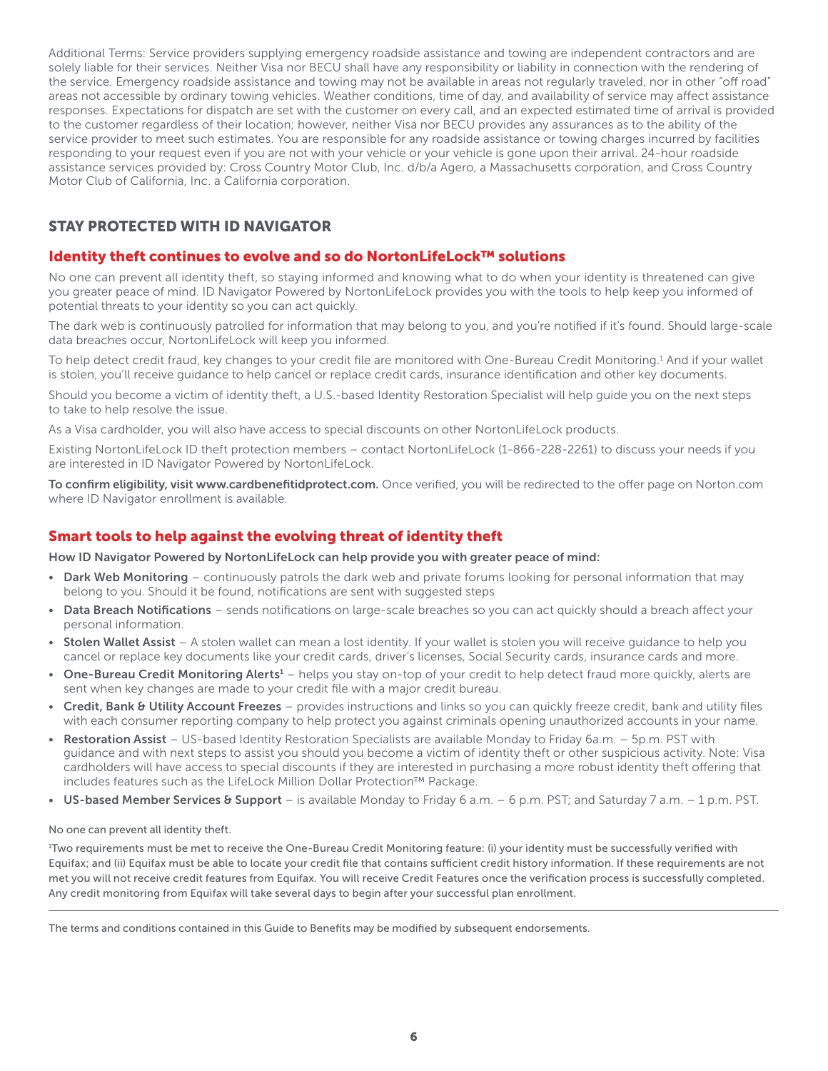Additional Terms: Service providers supplying emergency roadside assistance and towing are independent contractors and are solely liable for their services. Neither Visa nor BECU shall have any responsibility or liability in connection with the rendering of the service. Emergency roadside assistance and towing may not be available in areas not regularly traveled, nor in other "off road" areas not accessible by ordinary towing vehicles. Weather conditions, time of day, and availability of service may affect assistance responses. Expectations for dispatch are set with the customer on every call, and an expected estimated time of arrival is provided to the customer regardless of their location; however, neither Visa nor BECU provides any assurances as to the ability of the service provider to meet such estimates. You are responsible for any roadside assistance or towing charges incurred by facilities responding to your request even if you are not with your vehicle or your vehicle is gone upon their arrival. 24-hour roadside assistance services provided by: Cross Country Motor Club, Inc. d/b/a Agero, a Massachusetts corporation, and Cross Country Motor Club of California, Inc. a California corporation.

## STAY PROTECTED WITH ID NAVIGATOR

### Identity theft continues to evolve and so do NortonLifeLock™ solutions

No one can prevent all identity theft, so staying informed and knowing what to do when your identity is threatened can give you greater peace of mind. ID Navigator Powered by NortonLifeLock provides you with the tools to help keep you informed of potential threats to your identity so you can act quickly.

The dark web is continuously patrolled for information that may belong to you, and you're notified if it's found. Should large-scale data breaches occur, NortonLifeLock will keep you informed.

To help detect credit fraud, key changes to your credit file are monitored with One-Bureau Credit Monitoring.[1] And if your wallet is stolen, you'll receive guidance to help cancel or replace credit cards, insurance identification and other key documents.

Should you become a victim of identity theft, a U.S.-based Identity Restoration Specialist will help guide you on the next steps to take to help resolve the issue.

As a Visa cardholder, you will also have access to special discounts on other NortonLifeLock products.

Existing NortonLifeLock ID theft protection members – contact NortonLifeLock (1-866-228-2261) to discuss your needs if you are interested in ID Navigator Powered by NortonLifeLock.

**To confirm eligibility, visit www.cardbenefitidprotect.com.** Once verified, you will be redirected to the offer page on Norton.com where ID Navigator enrollment is available.

### Smart tools to help against the evolving threat of identity theft

**How ID Navigator Powered by NortonLifeLock can help provide you with greater peace of mind:**

- **Dark Web Monitoring** – continuously patrols the dark web and private forums looking for personal information that may belong to you. Should it be found, notifications are sent with suggested steps
- **Data Breach Notifications** – sends notifications on large-scale breaches so you can act quickly should a breach affect your personal information.
- **Stolen Wallet Assist** – A stolen wallet can mean a lost identity. If your wallet is stolen you will receive guidance to help you cancel or replace key documents like your credit cards, driver's licenses, Social Security cards, insurance cards and more.
- **One-Bureau Credit Monitoring Alerts[1]** – helps you stay on-top of your credit to help detect fraud more quickly, alerts are sent when key changes are made to your credit file with a major credit bureau.
- **Credit, Bank & Utility Account Freezes** – provides instructions and links so you can quickly freeze credit, bank and utility files with each consumer reporting company to help protect you against criminals opening unauthorized accounts in your name.
- **Restoration Assist** – US-based Identity Restoration Specialists are available Monday to Friday 6a.m. – 5p.m. PST with guidance and with next steps to assist you should you become a victim of identity theft or other suspicious activity. Note: Visa cardholders will have access to special discounts if they are interested in purchasing a more robust identity theft offering that includes features such as the LifeLock Million Dollar Protection™ Package.
- **US-based Member Services & Support** – is available Monday to Friday 6 a.m. – 6 p.m. PST; and Saturday 7 a.m. – 1 p.m. PST.

No one can prevent all identity theft.

[1]Two requirements must be met to receive the One-Bureau Credit Monitoring feature: (i) your identity must be successfully verified with Equifax; and (ii) Equifax must be able to locate your credit file that contains sufficient credit history information. If these requirements are not met you will not receive credit features from Equifax. You will receive Credit Features once the verification process is successfully completed. Any credit monitoring from Equifax will take several days to begin after your successful plan enrollment.

---

The terms and conditions contained in this Guide to Benefits may be modified by subsequent endorsements.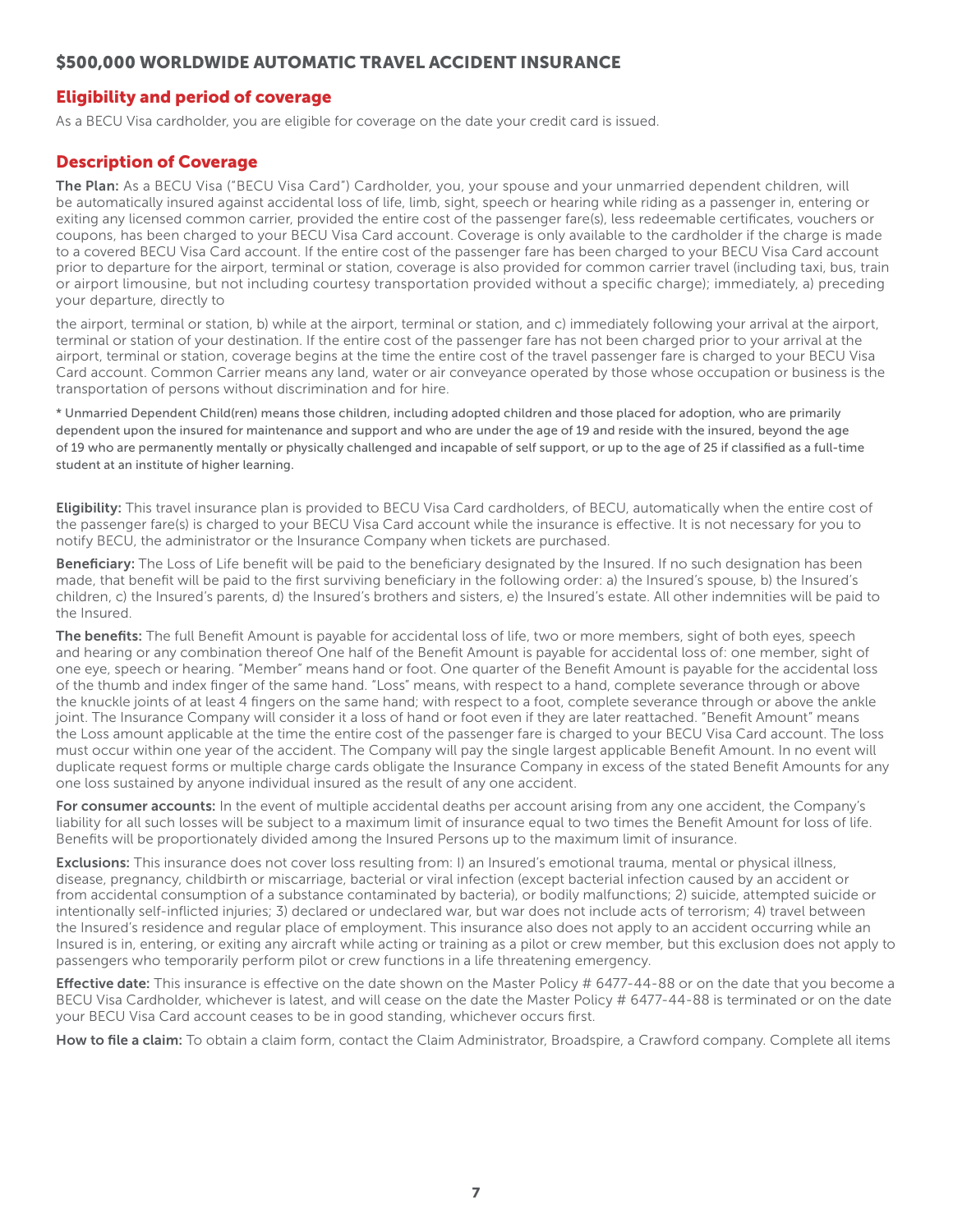## $500,000 WORLDWIDE AUTOMATIC TRAVEL ACCIDENT INSURANCE

### Eligibility and period of coverage

As a BECU Visa cardholder, you are eligible for coverage on the date your credit card is issued.

### Description of Coverage

**The Plan:** As a BECU Visa ("BECU Visa Card") Cardholder, you, your spouse and your unmarried dependent children, will be automatically insured against accidental loss of life, limb, sight, speech or hearing while riding as a passenger in, entering or exiting any licensed common carrier, provided the entire cost of the passenger fare(s), less redeemable certificates, vouchers or coupons, has been charged to your BECU Visa Card account. Coverage is only available to the cardholder if the charge is made to a covered BECU Visa Card account. If the entire cost of the passenger fare has been charged to your BECU Visa Card account prior to departure for the airport, terminal or station, coverage is also provided for common carrier travel (including taxi, bus, train or airport limousine, but not including courtesy transportation provided without a specific charge); immediately, a) preceding your departure, directly to the airport, terminal or station, b) while at the airport, terminal or station, and c) immediately following your arrival at the airport, terminal or station of your destination. If the entire cost of the passenger fare has not been charged prior to your arrival at the airport, terminal or station, coverage begins at the time the entire cost of the travel passenger fare is charged to your BECU Visa Card account. Common Carrier means any land, water or air conveyance operated by those whose occupation or business is the transportation of persons without discrimination and for hire.

* Unmarried Dependent Child(ren) means those children, including adopted children and those placed for adoption, who are primarily dependent upon the insured for maintenance and support and who are under the age of 19 and reside with the insured, beyond the age of 19 who are permanently mentally or physically challenged and incapable of self support, or up to the age of 25 if classified as a full-time student at an institute of higher learning.

**Eligibility:** This travel insurance plan is provided to BECU Visa Card cardholders, of BECU, automatically when the entire cost of the passenger fare(s) is charged to your BECU Visa Card account while the insurance is effective. It is not necessary for you to notify BECU, the administrator or the Insurance Company when tickets are purchased.

**Beneficiary:** The Loss of Life benefit will be paid to the beneficiary designated by the Insured. If no such designation has been made, that benefit will be paid to the first surviving beneficiary in the following order: a) the Insured's spouse, b) the Insured's children, c) the Insured's parents, d) the Insured's brothers and sisters, e) the Insured's estate. All other indemnities will be paid to the Insured.

**The benefits:** The full Benefit Amount is payable for accidental loss of life, two or more members, sight of both eyes, speech and hearing or any combination thereof One half of the Benefit Amount is payable for accidental loss of: one member, sight of one eye, speech or hearing. "Member" means hand or foot. One quarter of the Benefit Amount is payable for the accidental loss of the thumb and index finger of the same hand. "Loss" means, with respect to a hand, complete severance through or above the knuckle joints of at least 4 fingers on the same hand; with respect to a foot, complete severance through or above the ankle joint. The Insurance Company will consider it a loss of hand or foot even if they are later reattached. "Benefit Amount" means the Loss amount applicable at the time the entire cost of the passenger fare is charged to your BECU Visa Card account. The loss must occur within one year of the accident. The Company will pay the single largest applicable Benefit Amount. In no event will duplicate request forms or multiple charge cards obligate the Insurance Company in excess of the stated Benefit Amounts for any one loss sustained by anyone individual insured as the result of any one accident.

**For consumer accounts:** In the event of multiple accidental deaths per account arising from any one accident, the Company's liability for all such losses will be subject to a maximum limit of insurance equal to two times the Benefit Amount for loss of life. Benefits will be proportionately divided among the Insured Persons up to the maximum limit of insurance.

**Exclusions:** This insurance does not cover loss resulting from: l) an Insured's emotional trauma, mental or physical illness, disease, pregnancy, childbirth or miscarriage, bacterial or viral infection (except bacterial infection caused by an accident or from accidental consumption of a substance contaminated by bacteria), or bodily malfunctions; 2) suicide, attempted suicide or intentionally self-inflicted injuries; 3) declared or undeclared war, but war does not include acts of terrorism; 4) travel between the Insured's residence and regular place of employment. This insurance also does not apply to an accident occurring while an Insured is in, entering, or exiting any aircraft while acting or training as a pilot or crew member, but this exclusion does not apply to passengers who temporarily perform pilot or crew functions in a life threatening emergency.

**Effective date:** This insurance is effective on the date shown on the Master Policy # 6477-44-88 or on the date that you become a BECU Visa Cardholder, whichever is latest, and will cease on the date the Master Policy # 6477-44-88 is terminated or on the date your BECU Visa Card account ceases to be in good standing, whichever occurs first.

**How to file a claim:** To obtain a claim form, contact the Claim Administrator, Broadspire, a Crawford company. Complete all items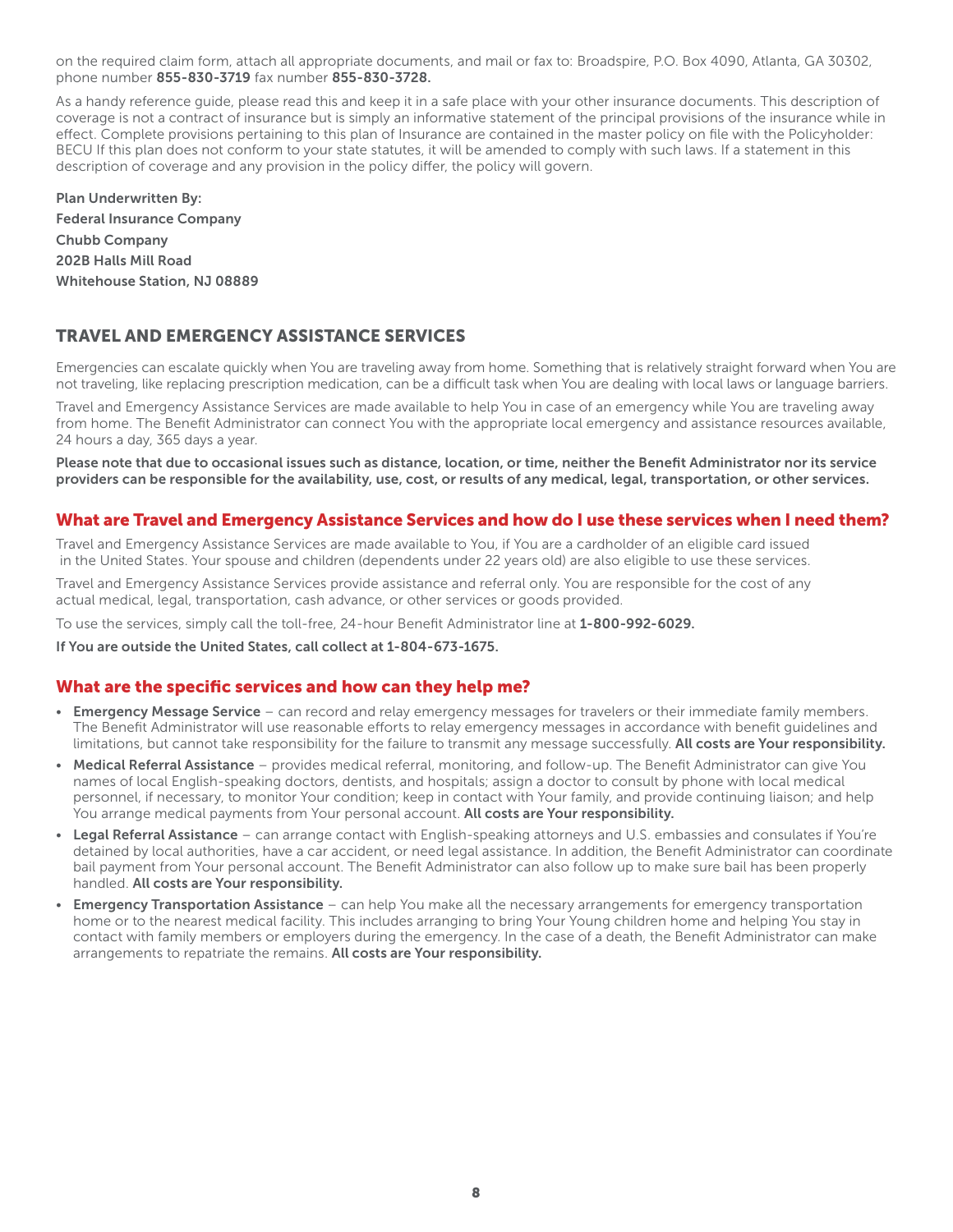on the required claim form, attach all appropriate documents, and mail or fax to: Broadspire, P.O. Box 4090, Atlanta, GA 30302, phone number **855-830-3719** fax number **855-830-3728.**

As a handy reference guide, please read this and keep it in a safe place with your other insurance documents. This description of coverage is not a contract of insurance but is simply an informative statement of the principal provisions of the insurance while in effect. Complete provisions pertaining to this plan of Insurance are contained in the master policy on file with the Policyholder: BECU If this plan does not conform to your state statutes, it will be amended to comply with such laws. If a statement in this description of coverage and any provision in the policy differ, the policy will govern.

**Plan Underwritten By:**
**Federal Insurance Company**
**Chubb Company**
**202B Halls Mill Road**
**Whitehouse Station, NJ 08889**

## TRAVEL AND EMERGENCY ASSISTANCE SERVICES

Emergencies can escalate quickly when You are traveling away from home. Something that is relatively straight forward when You are not traveling, like replacing prescription medication, can be a difficult task when You are dealing with local laws or language barriers.

Travel and Emergency Assistance Services are made available to help You in case of an emergency while You are traveling away from home. The Benefit Administrator can connect You with the appropriate local emergency and assistance resources available, 24 hours a day, 365 days a year.

**Please note that due to occasional issues such as distance, location, or time, neither the Benefit Administrator nor its service providers can be responsible for the availability, use, cost, or results of any medical, legal, transportation, or other services.**

### What are Travel and Emergency Assistance Services and how do I use these services when I need them?

Travel and Emergency Assistance Services are made available to You, if You are a cardholder of an eligible card issued in the United States. Your spouse and children (dependents under 22 years old) are also eligible to use these services.

Travel and Emergency Assistance Services provide assistance and referral only. You are responsible for the cost of any actual medical, legal, transportation, cash advance, or other services or goods provided.

To use the services, simply call the toll-free, 24-hour Benefit Administrator line at **1-800-992-6029.**

**If You are outside the United States, call collect at 1-804-673-1675.**

### What are the specific services and how can they help me?

- **Emergency Message Service** – can record and relay emergency messages for travelers or their immediate family members. The Benefit Administrator will use reasonable efforts to relay emergency messages in accordance with benefit guidelines and limitations, but cannot take responsibility for the failure to transmit any message successfully. **All costs are Your responsibility.**
- **Medical Referral Assistance** – provides medical referral, monitoring, and follow-up. The Benefit Administrator can give You names of local English-speaking doctors, dentists, and hospitals; assign a doctor to consult by phone with local medical personnel, if necessary, to monitor Your condition; keep in contact with Your family, and provide continuing liaison; and help You arrange medical payments from Your personal account. **All costs are Your responsibility.**
- **Legal Referral Assistance** – can arrange contact with English-speaking attorneys and U.S. embassies and consulates if You're detained by local authorities, have a car accident, or need legal assistance. In addition, the Benefit Administrator can coordinate bail payment from Your personal account. The Benefit Administrator can also follow up to make sure bail has been properly handled. **All costs are Your responsibility.**
- **Emergency Transportation Assistance** – can help You make all the necessary arrangements for emergency transportation home or to the nearest medical facility. This includes arranging to bring Your Young children home and helping You stay in contact with family members or employers during the emergency. In the case of a death, the Benefit Administrator can make arrangements to repatriate the remains. **All costs are Your responsibility.**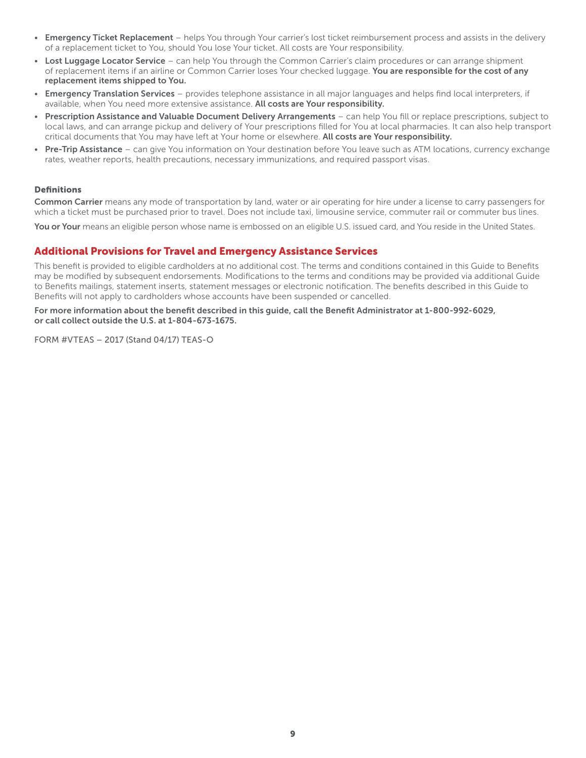- **Emergency Ticket Replacement** – helps You through Your carrier's lost ticket reimbursement process and assists in the delivery of a replacement ticket to You, should You lose Your ticket. All costs are Your responsibility.
- **Lost Luggage Locator Service** – can help You through the Common Carrier's claim procedures or can arrange shipment of replacement items if an airline or Common Carrier loses Your checked luggage. **You are responsible for the cost of any replacement items shipped to You.**
- **Emergency Translation Services** – provides telephone assistance in all major languages and helps find local interpreters, if available, when You need more extensive assistance. **All costs are Your responsibility.**
- **Prescription Assistance and Valuable Document Delivery Arrangements** – can help You fill or replace prescriptions, subject to local laws, and can arrange pickup and delivery of Your prescriptions filled for You at local pharmacies. It can also help transport critical documents that You may have left at Your home or elsewhere. **All costs are Your responsibility.**
- **Pre-Trip Assistance** – can give You information on Your destination before You leave such as ATM locations, currency exchange rates, weather reports, health precautions, necessary immunizations, and required passport visas.

#### Definitions

**Common Carrier** means any mode of transportation by land, water or air operating for hire under a license to carry passengers for which a ticket must be purchased prior to travel. Does not include taxi, limousine service, commuter rail or commuter bus lines.

**You or Your** means an eligible person whose name is embossed on an eligible U.S. issued card, and You reside in the United States.

## Additional Provisions for Travel and Emergency Assistance Services

This benefit is provided to eligible cardholders at no additional cost. The terms and conditions contained in this Guide to Benefits may be modified by subsequent endorsements. Modifications to the terms and conditions may be provided via additional Guide to Benefits mailings, statement inserts, statement messages or electronic notification. The benefits described in this Guide to Benefits will not apply to cardholders whose accounts have been suspended or cancelled.

**For more information about the benefit described in this guide, call the Benefit Administrator at 1-800-992-6029, or call collect outside the U.S. at 1-804-673-1675.**

FORM #VTEAS – 2017 (Stand 04/17) TEAS-O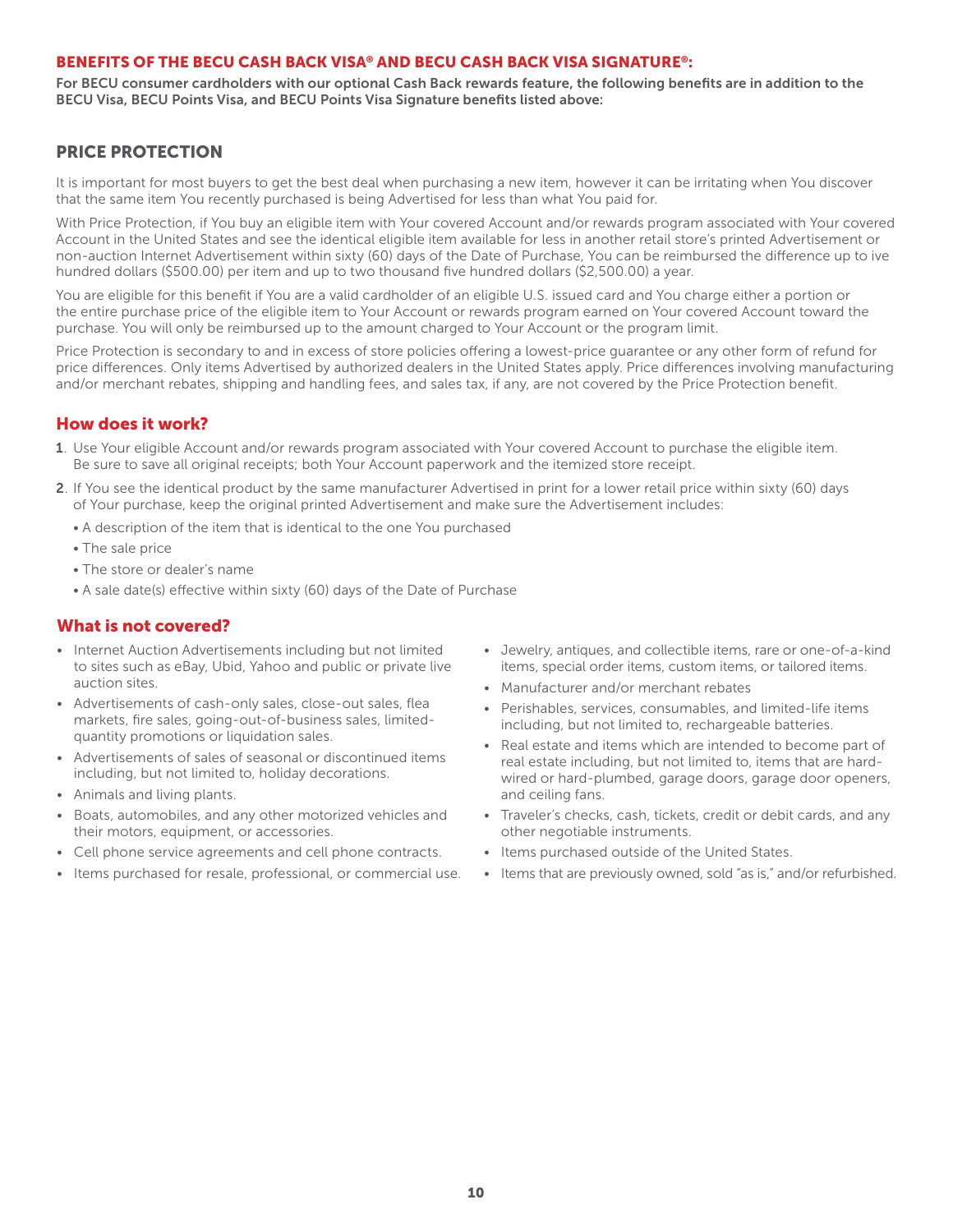## BENEFITS OF THE BECU CASH BACK VISA® AND BECU CASH BACK VISA SIGNATURE®:

**For BECU consumer cardholders with our optional Cash Back rewards feature, the following benefits are in addition to the BECU Visa, BECU Points Visa, and BECU Points Visa Signature benefits listed above:**

## PRICE PROTECTION

It is important for most buyers to get the best deal when purchasing a new item, however it can be irritating when You discover that the same item You recently purchased is being Advertised for less than what You paid for.

With Price Protection, if You buy an eligible item with Your covered Account and/or rewards program associated with Your covered Account in the United States and see the identical eligible item available for less in another retail store's printed Advertisement or non-auction Internet Advertisement within sixty (60) days of the Date of Purchase, You can be reimbursed the difference up to ive hundred dollars ($500.00) per item and up to two thousand five hundred dollars ($2,500.00) a year.

You are eligible for this benefit if You are a valid cardholder of an eligible U.S. issued card and You charge either a portion or the entire purchase price of the eligible item to Your Account or rewards program earned on Your covered Account toward the purchase. You will only be reimbursed up to the amount charged to Your Account or the program limit.

Price Protection is secondary to and in excess of store policies offering a lowest-price guarantee or any other form of refund for price differences. Only items Advertised by authorized dealers in the United States apply. Price differences involving manufacturing and/or merchant rebates, shipping and handling fees, and sales tax, if any, are not covered by the Price Protection benefit.

### How does it work?

1. Use Your eligible Account and/or rewards program associated with Your covered Account to purchase the eligible item. Be sure to save all original receipts; both Your Account paperwork and the itemized store receipt.
2. If You see the identical product by the same manufacturer Advertised in print for a lower retail price within sixty (60) days of Your purchase, keep the original printed Advertisement and make sure the Advertisement includes:
   - A description of the item that is identical to the one You purchased
   - The sale price
   - The store or dealer's name
   - A sale date(s) effective within sixty (60) days of the Date of Purchase

### What is not covered?

- Internet Auction Advertisements including but not limited to sites such as eBay, Ubid, Yahoo and public or private live auction sites.
- Advertisements of cash-only sales, close-out sales, flea markets, fire sales, going-out-of-business sales, limited-quantity promotions or liquidation sales.
- Advertisements of sales of seasonal or discontinued items including, but not limited to, holiday decorations.
- Animals and living plants.
- Boats, automobiles, and any other motorized vehicles and their motors, equipment, or accessories.
- Cell phone service agreements and cell phone contracts.
- Items purchased for resale, professional, or commercial use.
- Jewelry, antiques, and collectible items, rare or one-of-a-kind items, special order items, custom items, or tailored items.
- Manufacturer and/or merchant rebates
- Perishables, services, consumables, and limited-life items including, but not limited to, rechargeable batteries.
- Real estate and items which are intended to become part of real estate including, but not limited to, items that are hard-wired or hard-plumbed, garage doors, garage door openers, and ceiling fans.
- Traveler's checks, cash, tickets, credit or debit cards, and any other negotiable instruments.
- Items purchased outside of the United States.
- Items that are previously owned, sold "as is," and/or refurbished.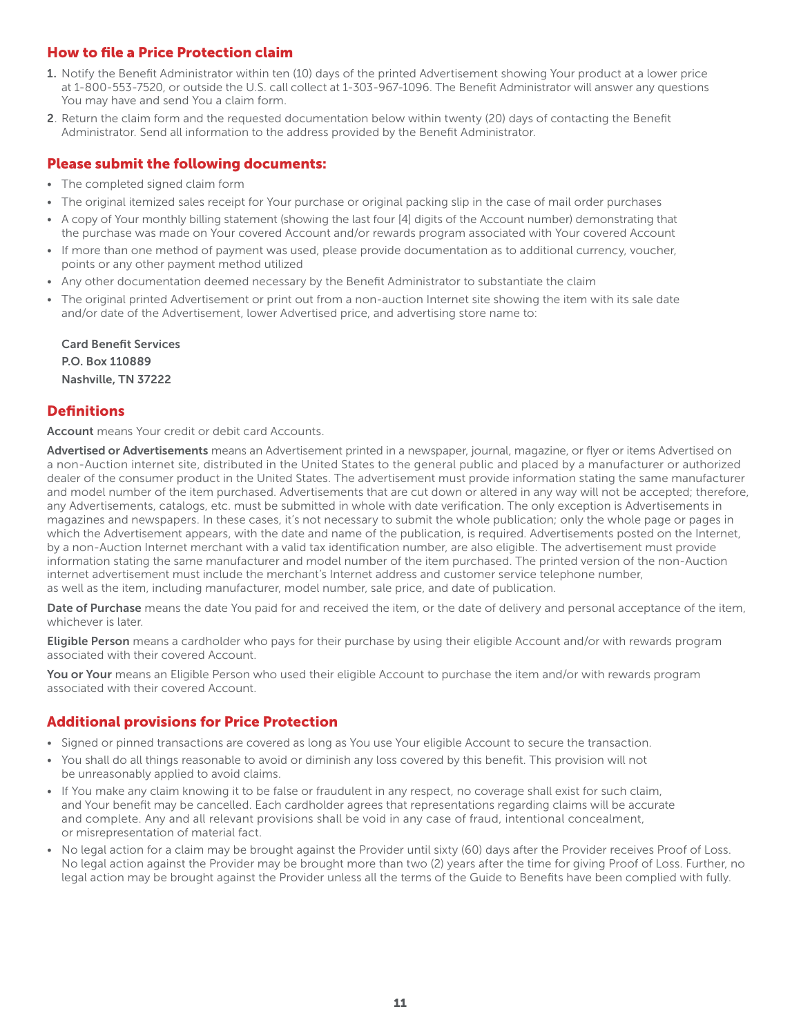## How to file a Price Protection claim

1. Notify the Benefit Administrator within ten (10) days of the printed Advertisement showing Your product at a lower price at 1-800-553-7520, or outside the U.S. call collect at 1-303-967-1096. The Benefit Administrator will answer any questions You may have and send You a claim form.
2. Return the claim form and the requested documentation below within twenty (20) days of contacting the Benefit Administrator. Send all information to the address provided by the Benefit Administrator.

## Please submit the following documents:

- The completed signed claim form
- The original itemized sales receipt for Your purchase or original packing slip in the case of mail order purchases
- A copy of Your monthly billing statement (showing the last four [4] digits of the Account number) demonstrating that the purchase was made on Your covered Account and/or rewards program associated with Your covered Account
- If more than one method of payment was used, please provide documentation as to additional currency, voucher, points or any other payment method utilized
- Any other documentation deemed necessary by the Benefit Administrator to substantiate the claim
- The original printed Advertisement or print out from a non-auction Internet site showing the item with its sale date and/or date of the Advertisement, lower Advertised price, and advertising store name to:

**Card Benefit Services**
**P.O. Box 110889**
**Nashville, TN 37222**

## Definitions

**Account** means Your credit or debit card Accounts.

**Advertised or Advertisements** means an Advertisement printed in a newspaper, journal, magazine, or flyer or items Advertised on a non-Auction internet site, distributed in the United States to the general public and placed by a manufacturer or authorized dealer of the consumer product in the United States. The advertisement must provide information stating the same manufacturer and model number of the item purchased. Advertisements that are cut down or altered in any way will not be accepted; therefore, any Advertisements, catalogs, etc. must be submitted in whole with date verification. The only exception is Advertisements in magazines and newspapers. In these cases, it's not necessary to submit the whole publication; only the whole page or pages in which the Advertisement appears, with the date and name of the publication, is required. Advertisements posted on the Internet, by a non-Auction Internet merchant with a valid tax identification number, are also eligible. The advertisement must provide information stating the same manufacturer and model number of the item purchased. The printed version of the non-Auction internet advertisement must include the merchant's Internet address and customer service telephone number, as well as the item, including manufacturer, model number, sale price, and date of publication.

**Date of Purchase** means the date You paid for and received the item, or the date of delivery and personal acceptance of the item, whichever is later.

**Eligible Person** means a cardholder who pays for their purchase by using their eligible Account and/or with rewards program associated with their covered Account.

**You or Your** means an Eligible Person who used their eligible Account to purchase the item and/or with rewards program associated with their covered Account.

## Additional provisions for Price Protection

- Signed or pinned transactions are covered as long as You use Your eligible Account to secure the transaction.
- You shall do all things reasonable to avoid or diminish any loss covered by this benefit. This provision will not be unreasonably applied to avoid claims.
- If You make any claim knowing it to be false or fraudulent in any respect, no coverage shall exist for such claim, and Your benefit may be cancelled. Each cardholder agrees that representations regarding claims will be accurate and complete. Any and all relevant provisions shall be void in any case of fraud, intentional concealment, or misrepresentation of material fact.
- No legal action for a claim may be brought against the Provider until sixty (60) days after the Provider receives Proof of Loss. No legal action against the Provider may be brought more than two (2) years after the time for giving Proof of Loss. Further, no legal action may be brought against the Provider unless all the terms of the Guide to Benefits have been complied with fully.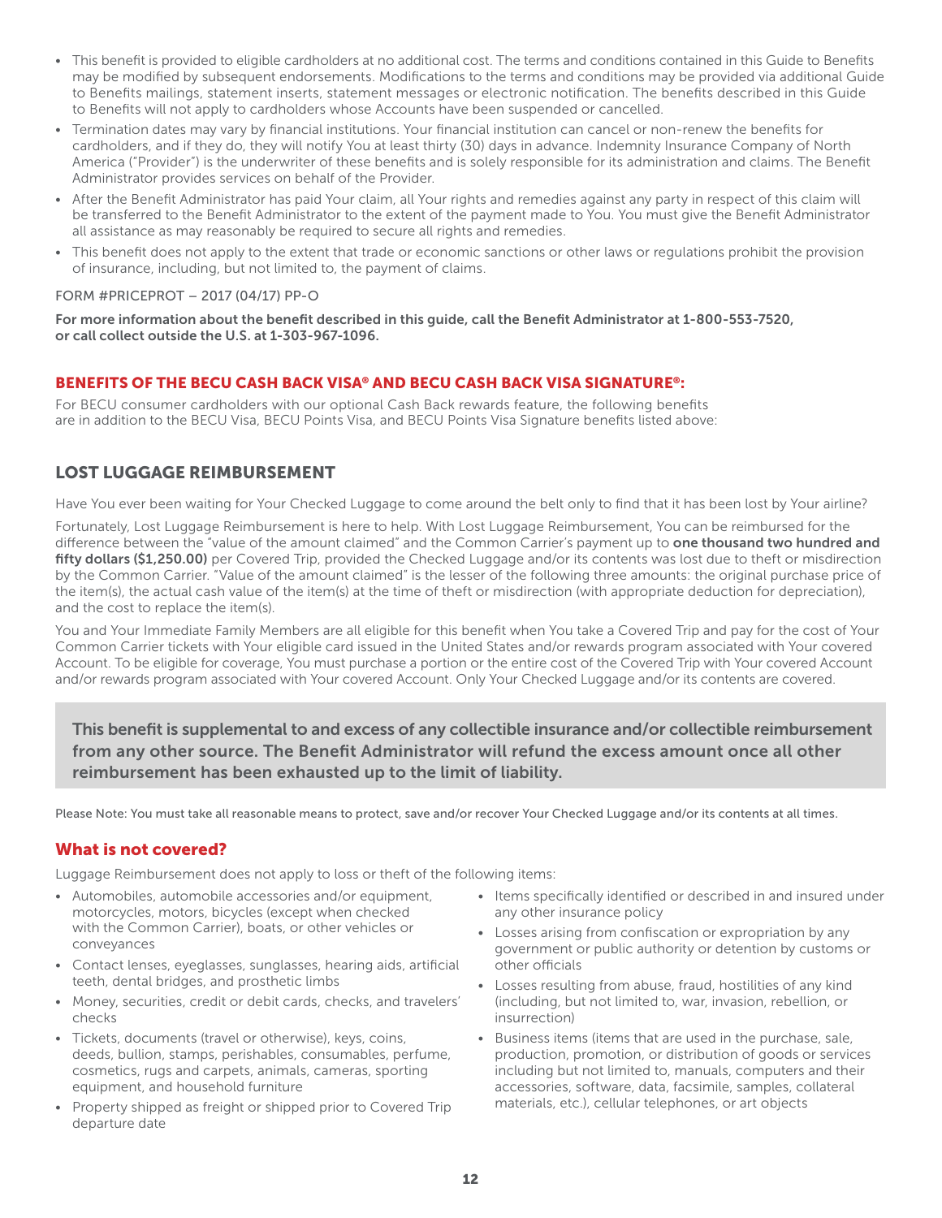- This benefit is provided to eligible cardholders at no additional cost. The terms and conditions contained in this Guide to Benefits may be modified by subsequent endorsements. Modifications to the terms and conditions may be provided via additional Guide to Benefits mailings, statement inserts, statement messages or electronic notification. The benefits described in this Guide to Benefits will not apply to cardholders whose Accounts have been suspended or cancelled.
- Termination dates may vary by financial institutions. Your financial institution can cancel or non-renew the benefits for cardholders, and if they do, they will notify You at least thirty (30) days in advance. Indemnity Insurance Company of North America ("Provider") is the underwriter of these benefits and is solely responsible for its administration and claims. The Benefit Administrator provides services on behalf of the Provider.
- After the Benefit Administrator has paid Your claim, all Your rights and remedies against any party in respect of this claim will be transferred to the Benefit Administrator to the extent of the payment made to You. You must give the Benefit Administrator all assistance as may reasonably be required to secure all rights and remedies.
- This benefit does not apply to the extent that trade or economic sanctions or other laws or regulations prohibit the provision of insurance, including, but not limited to, the payment of claims.

FORM #PRICEPROT – 2017 (04/17) PP-O

**For more information about the benefit described in this guide, call the Benefit Administrator at 1-800-553-7520, or call collect outside the U.S. at 1-303-967-1096.**

## BENEFITS OF THE BECU CASH BACK VISA® AND BECU CASH BACK VISA SIGNATURE®:

For BECU consumer cardholders with our optional Cash Back rewards feature, the following benefits are in addition to the BECU Visa, BECU Points Visa, and BECU Points Visa Signature benefits listed above:

## LOST LUGGAGE REIMBURSEMENT

Have You ever been waiting for Your Checked Luggage to come around the belt only to find that it has been lost by Your airline?

Fortunately, Lost Luggage Reimbursement is here to help. With Lost Luggage Reimbursement, You can be reimbursed for the difference between the "value of the amount claimed" and the Common Carrier's payment up to **one thousand two hundred and fifty dollars ($1,250.00)** per Covered Trip, provided the Checked Luggage and/or its contents was lost due to theft or misdirection by the Common Carrier. "Value of the amount claimed" is the lesser of the following three amounts: the original purchase price of the item(s), the actual cash value of the item(s) at the time of theft or misdirection (with appropriate deduction for depreciation), and the cost to replace the item(s).

You and Your Immediate Family Members are all eligible for this benefit when You take a Covered Trip and pay for the cost of Your Common Carrier tickets with Your eligible card issued in the United States and/or rewards program associated with Your covered Account. To be eligible for coverage, You must purchase a portion or the entire cost of the Covered Trip with Your covered Account and/or rewards program associated with Your covered Account. Only Your Checked Luggage and/or its contents are covered.

**This benefit is supplemental to and excess of any collectible insurance and/or collectible reimbursement from any other source. The Benefit Administrator will refund the excess amount once all other reimbursement has been exhausted up to the limit of liability.**

Please Note: You must take all reasonable means to protect, save and/or recover Your Checked Luggage and/or its contents at all times.

### What is not covered?

Luggage Reimbursement does not apply to loss or theft of the following items:

- Automobiles, automobile accessories and/or equipment, motorcycles, motors, bicycles (except when checked with the Common Carrier), boats, or other vehicles or conveyances
- Contact lenses, eyeglasses, sunglasses, hearing aids, artificial teeth, dental bridges, and prosthetic limbs
- Money, securities, credit or debit cards, checks, and travelers' checks
- Tickets, documents (travel or otherwise), keys, coins, deeds, bullion, stamps, perishables, consumables, perfume, cosmetics, rugs and carpets, animals, cameras, sporting equipment, and household furniture
- Property shipped as freight or shipped prior to Covered Trip departure date
- Items specifically identified or described in and insured under any other insurance policy
- Losses arising from confiscation or expropriation by any government or public authority or detention by customs or other officials
- Losses resulting from abuse, fraud, hostilities of any kind (including, but not limited to, war, invasion, rebellion, or insurrection)
- Business items (items that are used in the purchase, sale, production, promotion, or distribution of goods or services including but not limited to, manuals, computers and their accessories, software, data, facsimile, samples, collateral materials, etc.), cellular telephones, or art objects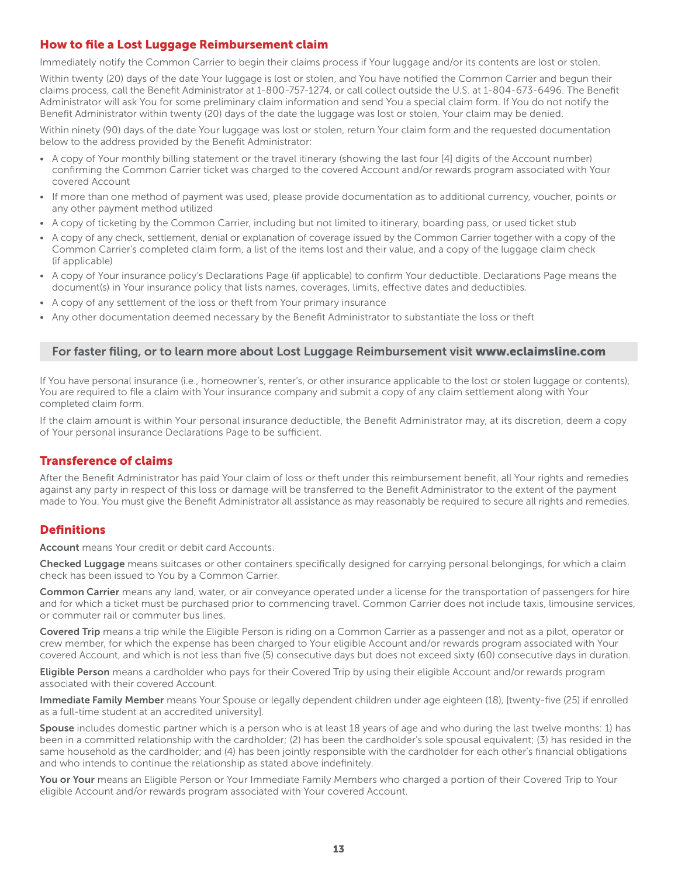## How to file a Lost Luggage Reimbursement claim

Immediately notify the Common Carrier to begin their claims process if Your luggage and/or its contents are lost or stolen.

Within twenty (20) days of the date Your luggage is lost or stolen, and You have notified the Common Carrier and begun their claims process, call the Benefit Administrator at 1-800-757-1274, or call collect outside the U.S. at 1-804-673-6496. The Benefit Administrator will ask You for some preliminary claim information and send You a special claim form. If You do not notify the Benefit Administrator within twenty (20) days of the date the luggage was lost or stolen, Your claim may be denied.

Within ninety (90) days of the date Your luggage was lost or stolen, return Your claim form and the requested documentation below to the address provided by the Benefit Administrator:

- A copy of Your monthly billing statement or the travel itinerary (showing the last four [4] digits of the Account number) confirming the Common Carrier ticket was charged to the covered Account and/or rewards program associated with Your covered Account
- If more than one method of payment was used, please provide documentation as to additional currency, voucher, points or any other payment method utilized
- A copy of ticketing by the Common Carrier, including but not limited to itinerary, boarding pass, or used ticket stub
- A copy of any check, settlement, denial or explanation of coverage issued by the Common Carrier together with a copy of the Common Carrier's completed claim form, a list of the items lost and their value, and a copy of the luggage claim check (if applicable)
- A copy of Your insurance policy's Declarations Page (if applicable) to confirm Your deductible. Declarations Page means the document(s) in Your insurance policy that lists names, coverages, limits, effective dates and deductibles.
- A copy of any settlement of the loss or theft from Your primary insurance
- Any other documentation deemed necessary by the Benefit Administrator to substantiate the loss or theft

**For faster filing, or to learn more about Lost Luggage Reimbursement visit www.eclaimsline.com**

If You have personal insurance (i.e., homeowner's, renter's, or other insurance applicable to the lost or stolen luggage or contents), You are required to file a claim with Your insurance company and submit a copy of any claim settlement along with Your completed claim form.

If the claim amount is within Your personal insurance deductible, the Benefit Administrator may, at its discretion, deem a copy of Your personal insurance Declarations Page to be sufficient.

## Transference of claims

After the Benefit Administrator has paid Your claim of loss or theft under this reimbursement benefit, all Your rights and remedies against any party in respect of this loss or damage will be transferred to the Benefit Administrator to the extent of the payment made to You. You must give the Benefit Administrator all assistance as may reasonably be required to secure all rights and remedies.

## Definitions

**Account** means Your credit or debit card Accounts.

**Checked Luggage** means suitcases or other containers specifically designed for carrying personal belongings, for which a claim check has been issued to You by a Common Carrier.

**Common Carrier** means any land, water, or air conveyance operated under a license for the transportation of passengers for hire and for which a ticket must be purchased prior to commencing travel. Common Carrier does not include taxis, limousine services, or commuter rail or commuter bus lines.

**Covered Trip** means a trip while the Eligible Person is riding on a Common Carrier as a passenger and not as a pilot, operator or crew member, for which the expense has been charged to Your eligible Account and/or rewards program associated with Your covered Account, and which is not less than five (5) consecutive days but does not exceed sixty (60) consecutive days in duration.

**Eligible Person** means a cardholder who pays for their Covered Trip by using their eligible Account and/or rewards program associated with their covered Account.

**Immediate Family Member** means Your Spouse or legally dependent children under age eighteen (18), [twenty-five (25) if enrolled as a full-time student at an accredited university].

**Spouse** includes domestic partner which is a person who is at least 18 years of age and who during the last twelve months: 1) has been in a committed relationship with the cardholder; (2) has been the cardholder's sole spousal equivalent; (3) has resided in the same household as the cardholder; and (4) has been jointly responsible with the cardholder for each other's financial obligations and who intends to continue the relationship as stated above indefinitely.

**You or Your** means an Eligible Person or Your Immediate Family Members who charged a portion of their Covered Trip to Your eligible Account and/or rewards program associated with Your covered Account.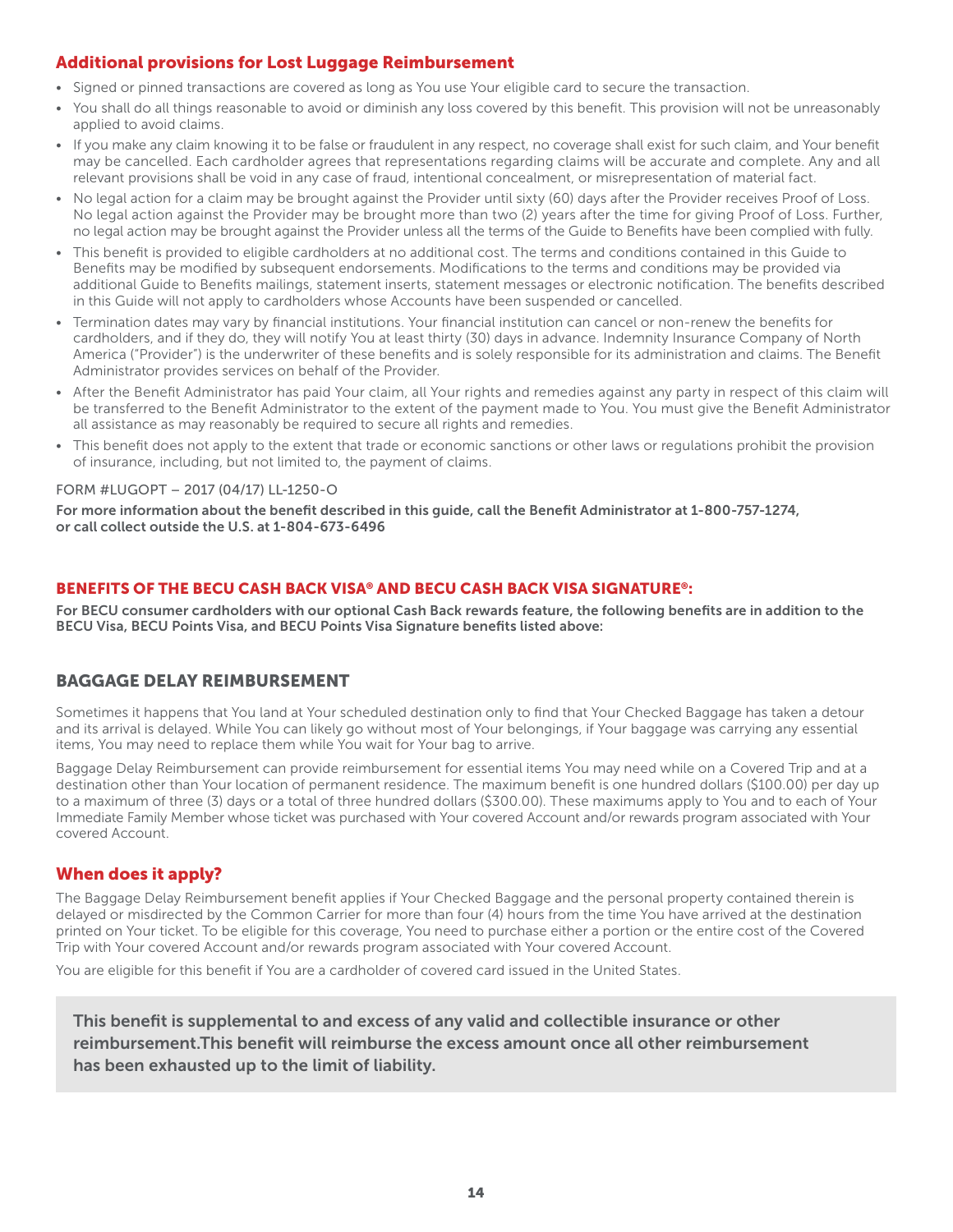## Additional provisions for Lost Luggage Reimbursement

- Signed or pinned transactions are covered as long as You use Your eligible card to secure the transaction.
- You shall do all things reasonable to avoid or diminish any loss covered by this benefit. This provision will not be unreasonably applied to avoid claims.
- If you make any claim knowing it to be false or fraudulent in any respect, no coverage shall exist for such claim, and Your benefit may be cancelled. Each cardholder agrees that representations regarding claims will be accurate and complete. Any and all relevant provisions shall be void in any case of fraud, intentional concealment, or misrepresentation of material fact.
- No legal action for a claim may be brought against the Provider until sixty (60) days after the Provider receives Proof of Loss. No legal action against the Provider may be brought more than two (2) years after the time for giving Proof of Loss. Further, no legal action may be brought against the Provider unless all the terms of the Guide to Benefits have been complied with fully.
- This benefit is provided to eligible cardholders at no additional cost. The terms and conditions contained in this Guide to Benefits may be modified by subsequent endorsements. Modifications to the terms and conditions may be provided via additional Guide to Benefits mailings, statement inserts, statement messages or electronic notification. The benefits described in this Guide will not apply to cardholders whose Accounts have been suspended or cancelled.
- Termination dates may vary by financial institutions. Your financial institution can cancel or non-renew the benefits for cardholders, and if they do, they will notify You at least thirty (30) days in advance. Indemnity Insurance Company of North America ("Provider") is the underwriter of these benefits and is solely responsible for its administration and claims. The Benefit Administrator provides services on behalf of the Provider.
- After the Benefit Administrator has paid Your claim, all Your rights and remedies against any party in respect of this claim will be transferred to the Benefit Administrator to the extent of the payment made to You. You must give the Benefit Administrator all assistance as may reasonably be required to secure all rights and remedies.
- This benefit does not apply to the extent that trade or economic sanctions or other laws or regulations prohibit the provision of insurance, including, but not limited to, the payment of claims.

FORM #LUGOPT – 2017 (04/17) LL-1250-O

**For more information about the benefit described in this guide, call the Benefit Administrator at 1-800-757-1274, or call collect outside the U.S. at 1-804-673-6496**

## BENEFITS OF THE BECU CASH BACK VISA® AND BECU CASH BACK VISA SIGNATURE®:

**For BECU consumer cardholders with our optional Cash Back rewards feature, the following benefits are in addition to the BECU Visa, BECU Points Visa, and BECU Points Visa Signature benefits listed above:**

## BAGGAGE DELAY REIMBURSEMENT

Sometimes it happens that You land at Your scheduled destination only to find that Your Checked Baggage has taken a detour and its arrival is delayed. While You can likely go without most of Your belongings, if Your baggage was carrying any essential items, You may need to replace them while You wait for Your bag to arrive.

Baggage Delay Reimbursement can provide reimbursement for essential items You may need while on a Covered Trip and at a destination other than Your location of permanent residence. The maximum benefit is one hundred dollars ($100.00) per day up to a maximum of three (3) days or a total of three hundred dollars ($300.00). These maximums apply to You and to each of Your Immediate Family Member whose ticket was purchased with Your covered Account and/or rewards program associated with Your covered Account.

### When does it apply?

The Baggage Delay Reimbursement benefit applies if Your Checked Baggage and the personal property contained therein is delayed or misdirected by the Common Carrier for more than four (4) hours from the time You have arrived at the destination printed on Your ticket. To be eligible for this coverage, You need to purchase either a portion or the entire cost of the Covered Trip with Your covered Account and/or rewards program associated with Your covered Account.

You are eligible for this benefit if You are a cardholder of covered card issued in the United States.

**This benefit is supplemental to and excess of any valid and collectible insurance or other reimbursement.This benefit will reimburse the excess amount once all other reimbursement has been exhausted up to the limit of liability.**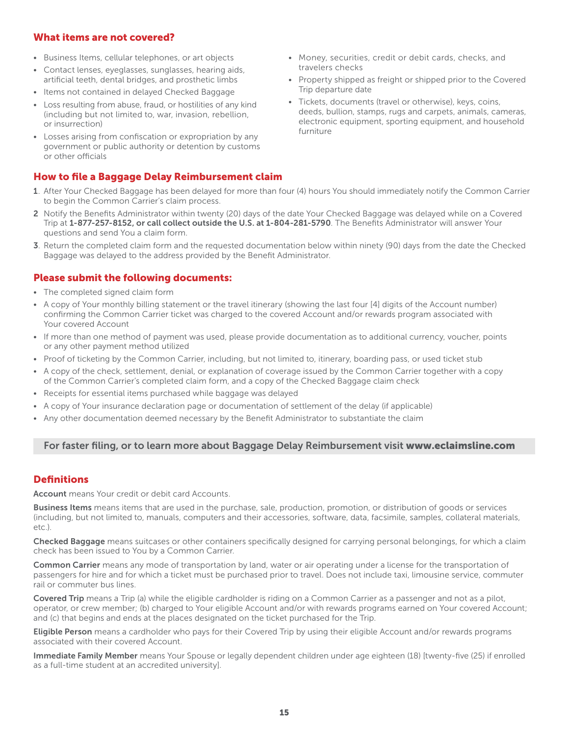## What items are not covered?

- Business Items, cellular telephones, or art objects
- Contact lenses, eyeglasses, sunglasses, hearing aids, artificial teeth, dental bridges, and prosthetic limbs
- Items not contained in delayed Checked Baggage
- Loss resulting from abuse, fraud, or hostilities of any kind (including but not limited to, war, invasion, rebellion, or insurrection)
- Losses arising from confiscation or expropriation by any government or public authority or detention by customs or other officials
- Money, securities, credit or debit cards, checks, and travelers checks
- Property shipped as freight or shipped prior to the Covered Trip departure date
- Tickets, documents (travel or otherwise), keys, coins, deeds, bullion, stamps, rugs and carpets, animals, cameras, electronic equipment, sporting equipment, and household furniture

## How to file a Baggage Delay Reimbursement claim

1. After Your Checked Baggage has been delayed for more than four (4) hours You should immediately notify the Common Carrier to begin the Common Carrier's claim process.
2. Notify the Benefits Administrator within twenty (20) days of the date Your Checked Baggage was delayed while on a Covered Trip at **1-877-257-8152, or call collect outside the U.S. at 1-804-281-5790**. The Benefits Administrator will answer Your questions and send You a claim form.
3. Return the completed claim form and the requested documentation below within ninety (90) days from the date the Checked Baggage was delayed to the address provided by the Benefit Administrator.

## Please submit the following documents:

- The completed signed claim form
- A copy of Your monthly billing statement or the travel itinerary (showing the last four [4] digits of the Account number) confirming the Common Carrier ticket was charged to the covered Account and/or rewards program associated with Your covered Account
- If more than one method of payment was used, please provide documentation as to additional currency, voucher, points or any other payment method utilized
- Proof of ticketing by the Common Carrier, including, but not limited to, itinerary, boarding pass, or used ticket stub
- A copy of the check, settlement, denial, or explanation of coverage issued by the Common Carrier together with a copy of the Common Carrier's completed claim form, and a copy of the Checked Baggage claim check
- Receipts for essential items purchased while baggage was delayed
- A copy of Your insurance declaration page or documentation of settlement of the delay (if applicable)
- Any other documentation deemed necessary by the Benefit Administrator to substantiate the claim

**For faster filing, or to learn more about Baggage Delay Reimbursement visit www.eclaimsline.com**

## Definitions

**Account** means Your credit or debit card Accounts.

**Business Items** means items that are used in the purchase, sale, production, promotion, or distribution of goods or services (including, but not limited to, manuals, computers and their accessories, software, data, facsimile, samples, collateral materials, etc.).

**Checked Baggage** means suitcases or other containers specifically designed for carrying personal belongings, for which a claim check has been issued to You by a Common Carrier.

**Common Carrier** means any mode of transportation by land, water or air operating under a license for the transportation of passengers for hire and for which a ticket must be purchased prior to travel. Does not include taxi, limousine service, commuter rail or commuter bus lines.

**Covered Trip** means a Trip (a) while the eligible cardholder is riding on a Common Carrier as a passenger and not as a pilot, operator, or crew member; (b) charged to Your eligible Account and/or with rewards programs earned on Your covered Account; and (c) that begins and ends at the places designated on the ticket purchased for the Trip.

**Eligible Person** means a cardholder who pays for their Covered Trip by using their eligible Account and/or rewards programs associated with their covered Account.

**Immediate Family Member** means Your Spouse or legally dependent children under age eighteen (18) [twenty-five (25) if enrolled as a full-time student at an accredited university].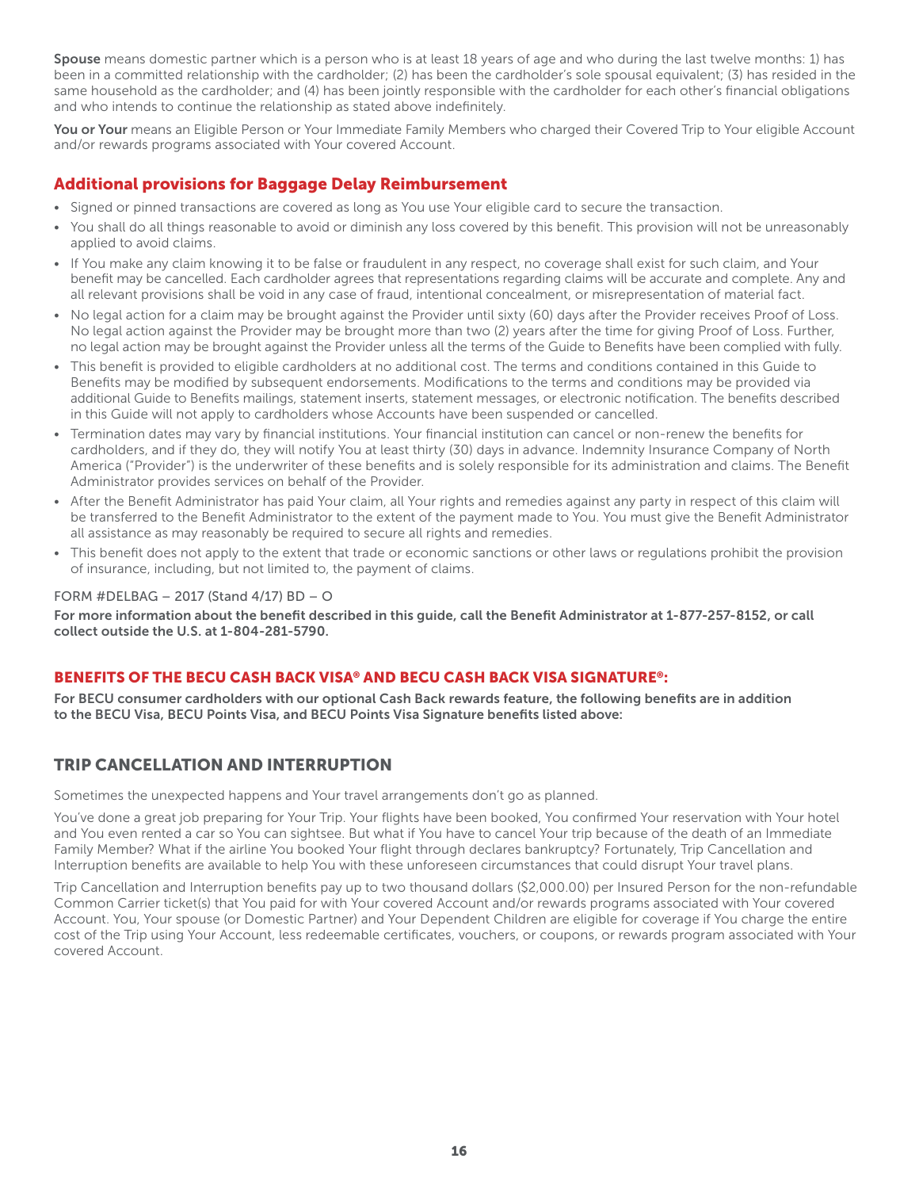**Spouse** means domestic partner which is a person who is at least 18 years of age and who during the last twelve months: 1) has been in a committed relationship with the cardholder; (2) has been the cardholder's sole spousal equivalent; (3) has resided in the same household as the cardholder; and (4) has been jointly responsible with the cardholder for each other's financial obligations and who intends to continue the relationship as stated above indefinitely.

**You or Your** means an Eligible Person or Your Immediate Family Members who charged their Covered Trip to Your eligible Account and/or rewards programs associated with Your covered Account.

## Additional provisions for Baggage Delay Reimbursement

- Signed or pinned transactions are covered as long as You use Your eligible card to secure the transaction.
- You shall do all things reasonable to avoid or diminish any loss covered by this benefit. This provision will not be unreasonably applied to avoid claims.
- If You make any claim knowing it to be false or fraudulent in any respect, no coverage shall exist for such claim, and Your benefit may be cancelled. Each cardholder agrees that representations regarding claims will be accurate and complete. Any and all relevant provisions shall be void in any case of fraud, intentional concealment, or misrepresentation of material fact.
- No legal action for a claim may be brought against the Provider until sixty (60) days after the Provider receives Proof of Loss. No legal action against the Provider may be brought more than two (2) years after the time for giving Proof of Loss. Further, no legal action may be brought against the Provider unless all the terms of the Guide to Benefits have been complied with fully.
- This benefit is provided to eligible cardholders at no additional cost. The terms and conditions contained in this Guide to Benefits may be modified by subsequent endorsements. Modifications to the terms and conditions may be provided via additional Guide to Benefits mailings, statement inserts, statement messages, or electronic notification. The benefits described in this Guide will not apply to cardholders whose Accounts have been suspended or cancelled.
- Termination dates may vary by financial institutions. Your financial institution can cancel or non-renew the benefits for cardholders, and if they do, they will notify You at least thirty (30) days in advance. Indemnity Insurance Company of North America ("Provider") is the underwriter of these benefits and is solely responsible for its administration and claims. The Benefit Administrator provides services on behalf of the Provider.
- After the Benefit Administrator has paid Your claim, all Your rights and remedies against any party in respect of this claim will be transferred to the Benefit Administrator to the extent of the payment made to You. You must give the Benefit Administrator all assistance as may reasonably be required to secure all rights and remedies.
- This benefit does not apply to the extent that trade or economic sanctions or other laws or regulations prohibit the provision of insurance, including, but not limited to, the payment of claims.

FORM #DELBAG – 2017 (Stand 4/17) BD – O

**For more information about the benefit described in this guide, call the Benefit Administrator at 1-877-257-8152, or call collect outside the U.S. at 1-804-281-5790.**

## BENEFITS OF THE BECU CASH BACK VISA® AND BECU CASH BACK VISA SIGNATURE®:

**For BECU consumer cardholders with our optional Cash Back rewards feature, the following benefits are in addition to the BECU Visa, BECU Points Visa, and BECU Points Visa Signature benefits listed above:**

## TRIP CANCELLATION AND INTERRUPTION

Sometimes the unexpected happens and Your travel arrangements don't go as planned.

You've done a great job preparing for Your Trip. Your flights have been booked, You confirmed Your reservation with Your hotel and You even rented a car so You can sightsee. But what if You have to cancel Your trip because of the death of an Immediate Family Member? What if the airline You booked Your flight through declares bankruptcy? Fortunately, Trip Cancellation and Interruption benefits are available to help You with these unforeseen circumstances that could disrupt Your travel plans.

Trip Cancellation and Interruption benefits pay up to two thousand dollars ($2,000.00) per Insured Person for the non-refundable Common Carrier ticket(s) that You paid for with Your covered Account and/or rewards programs associated with Your covered Account. You, Your spouse (or Domestic Partner) and Your Dependent Children are eligible for coverage if You charge the entire cost of the Trip using Your Account, less redeemable certificates, vouchers, or coupons, or rewards program associated with Your covered Account.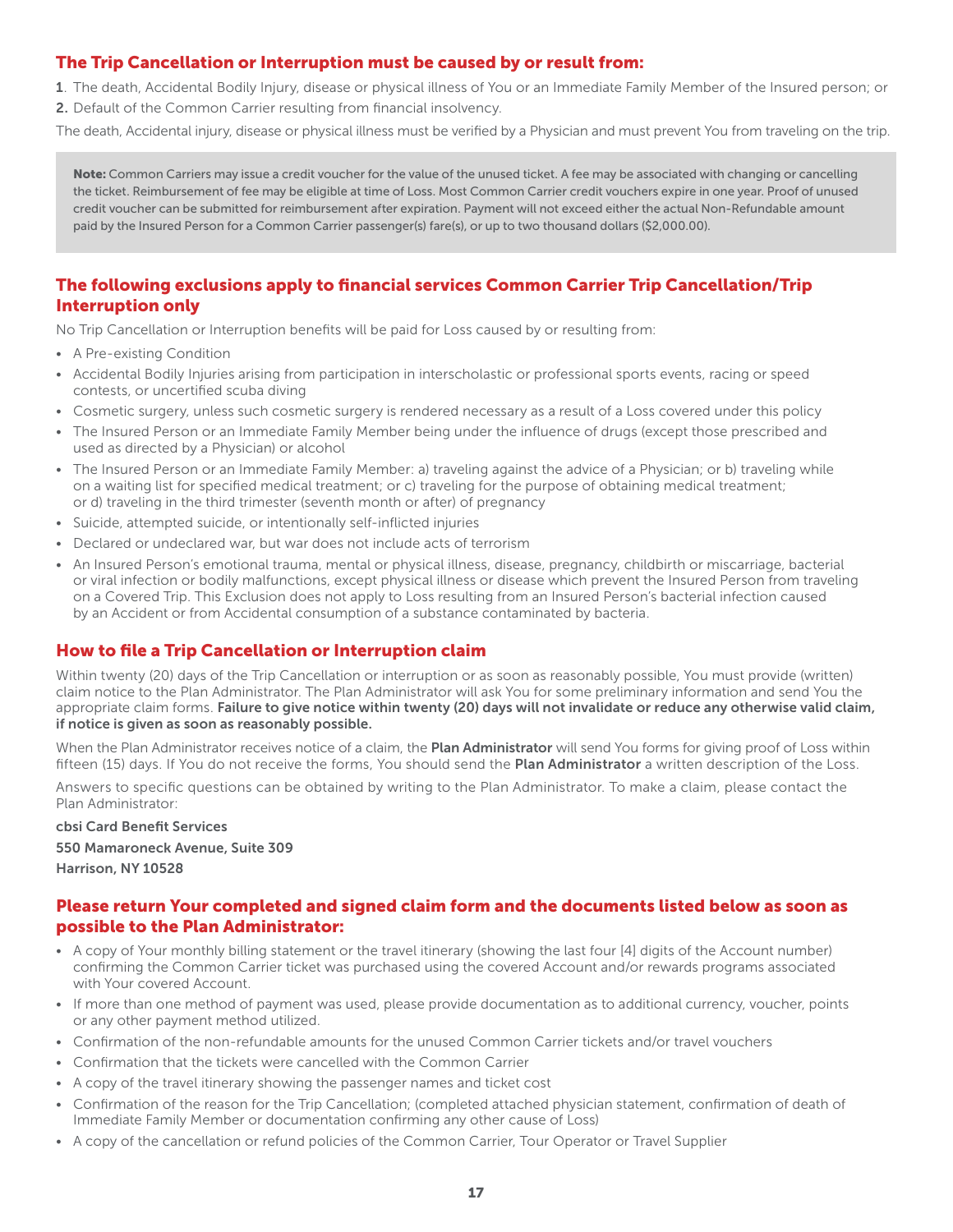## The Trip Cancellation or Interruption must be caused by or result from:

1. The death, Accidental Bodily Injury, disease or physical illness of You or an Immediate Family Member of the Insured person; or
2. Default of the Common Carrier resulting from financial insolvency.

The death, Accidental injury, disease or physical illness must be verified by a Physician and must prevent You from traveling on the trip.

**Note:** Common Carriers may issue a credit voucher for the value of the unused ticket. A fee may be associated with changing or cancelling the ticket. Reimbursement of fee may be eligible at time of Loss. Most Common Carrier credit vouchers expire in one year. Proof of unused credit voucher can be submitted for reimbursement after expiration. Payment will not exceed either the actual Non-Refundable amount paid by the Insured Person for a Common Carrier passenger(s) fare(s), or up to two thousand dollars ($2,000.00).

## The following exclusions apply to financial services Common Carrier Trip Cancellation/Trip Interruption only

No Trip Cancellation or Interruption benefits will be paid for Loss caused by or resulting from:

- A Pre-existing Condition
- Accidental Bodily Injuries arising from participation in interscholastic or professional sports events, racing or speed contests, or uncertified scuba diving
- Cosmetic surgery, unless such cosmetic surgery is rendered necessary as a result of a Loss covered under this policy
- The Insured Person or an Immediate Family Member being under the influence of drugs (except those prescribed and used as directed by a Physician) or alcohol
- The Insured Person or an Immediate Family Member: a) traveling against the advice of a Physician; or b) traveling while on a waiting list for specified medical treatment; or c) traveling for the purpose of obtaining medical treatment; or d) traveling in the third trimester (seventh month or after) of pregnancy
- Suicide, attempted suicide, or intentionally self-inflicted injuries
- Declared or undeclared war, but war does not include acts of terrorism
- An Insured Person's emotional trauma, mental or physical illness, disease, pregnancy, childbirth or miscarriage, bacterial or viral infection or bodily malfunctions, except physical illness or disease which prevent the Insured Person from traveling on a Covered Trip. This Exclusion does not apply to Loss resulting from an Insured Person's bacterial infection caused by an Accident or from Accidental consumption of a substance contaminated by bacteria.

## How to file a Trip Cancellation or Interruption claim

Within twenty (20) days of the Trip Cancellation or interruption or as soon as reasonably possible, You must provide (written) claim notice to the Plan Administrator. The Plan Administrator will ask You for some preliminary information and send You the appropriate claim forms. **Failure to give notice within twenty (20) days will not invalidate or reduce any otherwise valid claim, if notice is given as soon as reasonably possible.**

When the Plan Administrator receives notice of a claim, the **Plan Administrator** will send You forms for giving proof of Loss within fifteen (15) days. If You do not receive the forms, You should send the **Plan Administrator** a written description of the Loss.

Answers to specific questions can be obtained by writing to the Plan Administrator. To make a claim, please contact the Plan Administrator:

**cbsi Card Benefit Services**

**550 Mamaroneck Avenue, Suite 309**

**Harrison, NY 10528**

## Please return Your completed and signed claim form and the documents listed below as soon as possible to the Plan Administrator:

- A copy of Your monthly billing statement or the travel itinerary (showing the last four [4] digits of the Account number) confirming the Common Carrier ticket was purchased using the covered Account and/or rewards programs associated with Your covered Account.
- If more than one method of payment was used, please provide documentation as to additional currency, voucher, points or any other payment method utilized.
- Confirmation of the non-refundable amounts for the unused Common Carrier tickets and/or travel vouchers
- Confirmation that the tickets were cancelled with the Common Carrier
- A copy of the travel itinerary showing the passenger names and ticket cost
- Confirmation of the reason for the Trip Cancellation; (completed attached physician statement, confirmation of death of Immediate Family Member or documentation confirming any other cause of Loss)
- A copy of the cancellation or refund policies of the Common Carrier, Tour Operator or Travel Supplier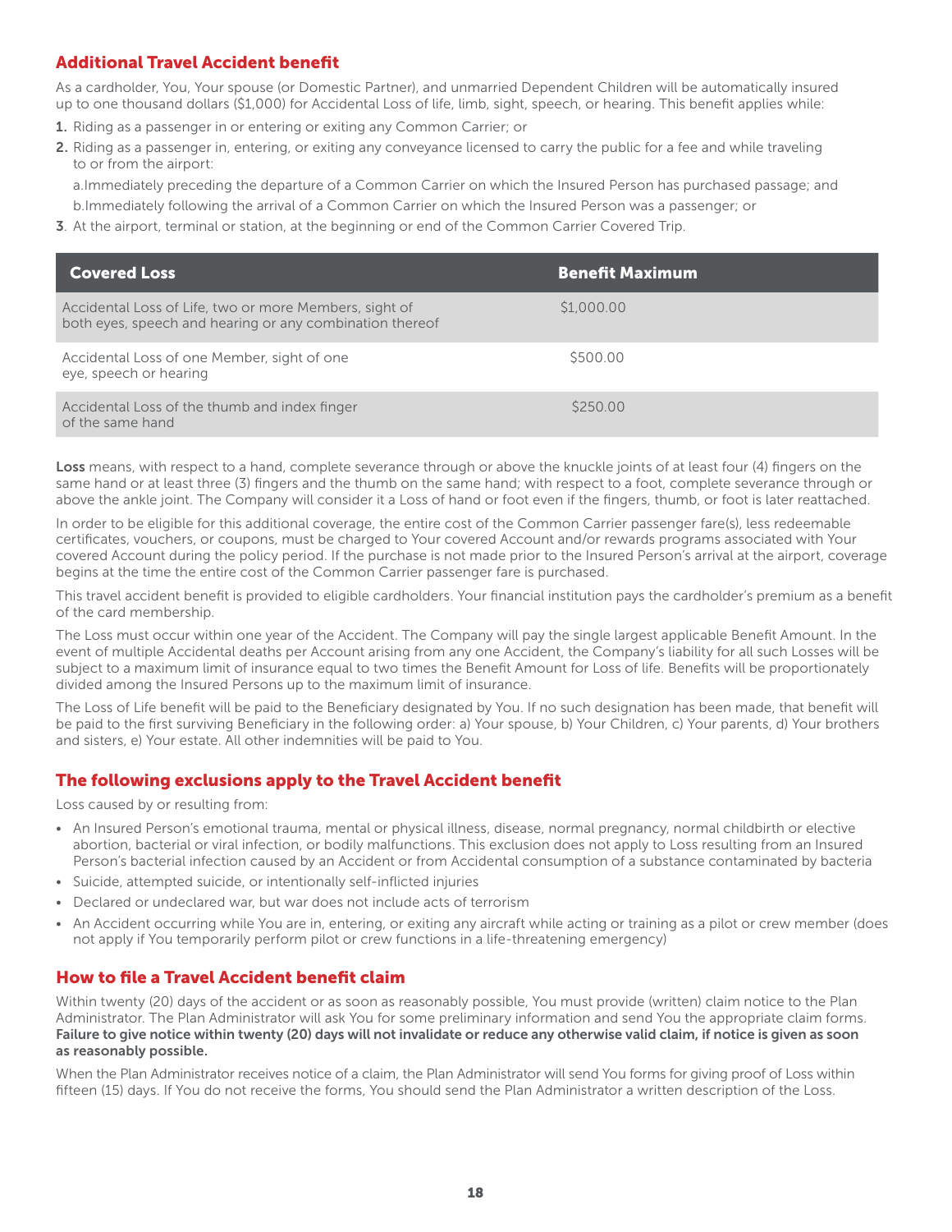## Additional Travel Accident benefit

As a cardholder, You, Your spouse (or Domestic Partner), and unmarried Dependent Children will be automatically insured up to one thousand dollars ($1,000) for Accidental Loss of life, limb, sight, speech, or hearing. This benefit applies while:

1. Riding as a passenger in or entering or exiting any Common Carrier; or
2. Riding as a passenger in, entering, or exiting any conveyance licensed to carry the public for a fee and while traveling to or from the airport:

   a. Immediately preceding the departure of a Common Carrier on which the Insured Person has purchased passage; and

   b. Immediately following the arrival of a Common Carrier on which the Insured Person was a passenger; or
3. At the airport, terminal or station, at the beginning or end of the Common Carrier Covered Trip.

| Covered Loss | Benefit Maximum |
|---|---|
| Accidental Loss of Life, two or more Members, sight of both eyes, speech and hearing or any combination thereof | $1,000.00 |
| Accidental Loss of one Member, sight of one eye, speech or hearing | $500.00 |
| Accidental Loss of the thumb and index finger of the same hand | $250.00 |

**Loss** means, with respect to a hand, complete severance through or above the knuckle joints of at least four (4) fingers on the same hand or at least three (3) fingers and the thumb on the same hand; with respect to a foot, complete severance through or above the ankle joint. The Company will consider it a Loss of hand or foot even if the fingers, thumb, or foot is later reattached.

In order to be eligible for this additional coverage, the entire cost of the Common Carrier passenger fare(s), less redeemable certificates, vouchers, or coupons, must be charged to Your covered Account and/or rewards programs associated with Your covered Account during the policy period. If the purchase is not made prior to the Insured Person's arrival at the airport, coverage begins at the time the entire cost of the Common Carrier passenger fare is purchased.

This travel accident benefit is provided to eligible cardholders. Your financial institution pays the cardholder's premium as a benefit of the card membership.

The Loss must occur within one year of the Accident. The Company will pay the single largest applicable Benefit Amount. In the event of multiple Accidental deaths per Account arising from any one Accident, the Company's liability for all such Losses will be subject to a maximum limit of insurance equal to two times the Benefit Amount for Loss of life. Benefits will be proportionately divided among the Insured Persons up to the maximum limit of insurance.

The Loss of Life benefit will be paid to the Beneficiary designated by You. If no such designation has been made, that benefit will be paid to the first surviving Beneficiary in the following order: a) Your spouse, b) Your Children, c) Your parents, d) Your brothers and sisters, e) Your estate. All other indemnities will be paid to You.

## The following exclusions apply to the Travel Accident benefit

Loss caused by or resulting from:

- An Insured Person's emotional trauma, mental or physical illness, disease, normal pregnancy, normal childbirth or elective abortion, bacterial or viral infection, or bodily malfunctions. This exclusion does not apply to Loss resulting from an Insured Person's bacterial infection caused by an Accident or from Accidental consumption of a substance contaminated by bacteria
- Suicide, attempted suicide, or intentionally self-inflicted injuries
- Declared or undeclared war, but war does not include acts of terrorism
- An Accident occurring while You are in, entering, or exiting any aircraft while acting or training as a pilot or crew member (does not apply if You temporarily perform pilot or crew functions in a life-threatening emergency)

## How to file a Travel Accident benefit claim

Within twenty (20) days of the accident or as soon as reasonably possible, You must provide (written) claim notice to the Plan Administrator. The Plan Administrator will ask You for some preliminary information and send You the appropriate claim forms. **Failure to give notice within twenty (20) days will not invalidate or reduce any otherwise valid claim, if notice is given as soon as reasonably possible.**

When the Plan Administrator receives notice of a claim, the Plan Administrator will send You forms for giving proof of Loss within fifteen (15) days. If You do not receive the forms, You should send the Plan Administrator a written description of the Loss.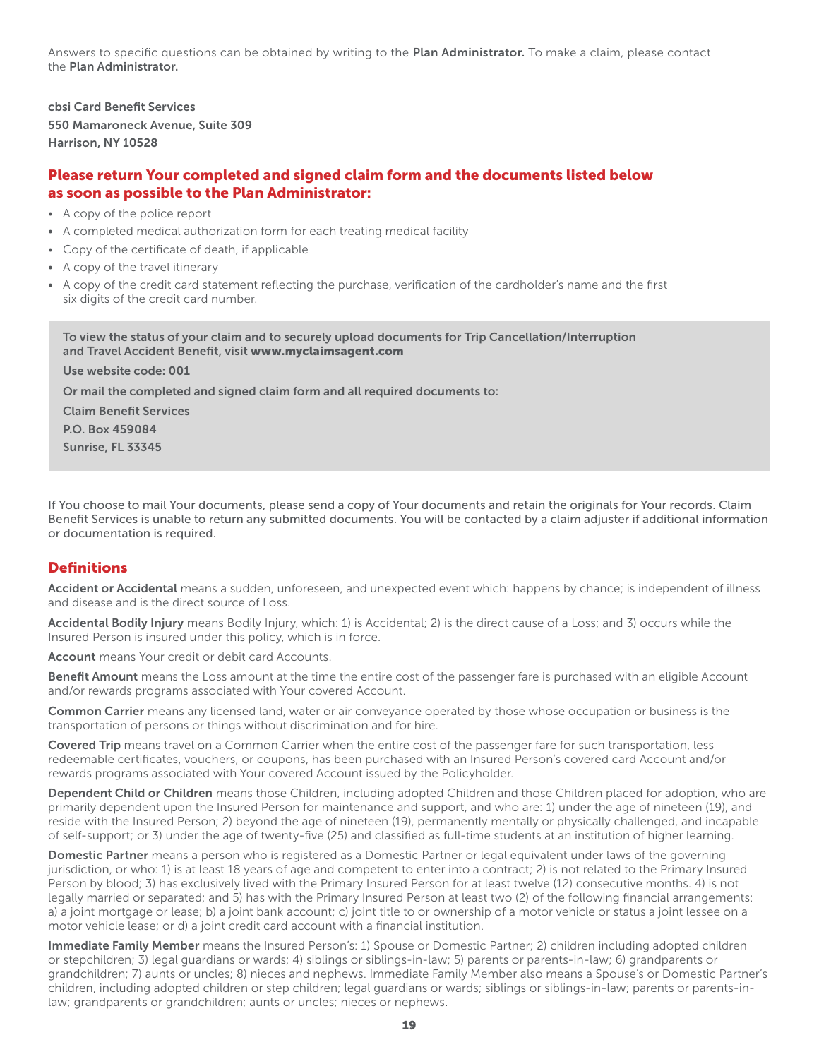Answers to specific questions can be obtained by writing to the **Plan Administrator.** To make a claim, please contact the **Plan Administrator.**

**cbsi Card Benefit Services**
**550 Mamaroneck Avenue, Suite 309**
**Harrison, NY 10528**

## Please return Your completed and signed claim form and the documents listed below as soon as possible to the Plan Administrator:

- A copy of the police report
- A completed medical authorization form for each treating medical facility
- Copy of the certificate of death, if applicable
- A copy of the travel itinerary
- A copy of the credit card statement reflecting the purchase, verification of the cardholder's name and the first six digits of the credit card number.

**To view the status of your claim and to securely upload documents for Trip Cancellation/Interruption and Travel Accident Benefit, visit www.myclaimsagent.com**

**Use website code: 001**

**Or mail the completed and signed claim form and all required documents to:**

**Claim Benefit Services**
**P.O. Box 459084**
**Sunrise, FL 33345**

If You choose to mail Your documents, please send a copy of Your documents and retain the originals for Your records. Claim Benefit Services is unable to return any submitted documents. You will be contacted by a claim adjuster if additional information or documentation is required.

## Definitions

**Accident or Accidental** means a sudden, unforeseen, and unexpected event which: happens by chance; is independent of illness and disease and is the direct source of Loss.

**Accidental Bodily Injury** means Bodily Injury, which: 1) is Accidental; 2) is the direct cause of a Loss; and 3) occurs while the Insured Person is insured under this policy, which is in force.

**Account** means Your credit or debit card Accounts.

**Benefit Amount** means the Loss amount at the time the entire cost of the passenger fare is purchased with an eligible Account and/or rewards programs associated with Your covered Account.

**Common Carrier** means any licensed land, water or air conveyance operated by those whose occupation or business is the transportation of persons or things without discrimination and for hire.

**Covered Trip** means travel on a Common Carrier when the entire cost of the passenger fare for such transportation, less redeemable certificates, vouchers, or coupons, has been purchased with an Insured Person's covered card Account and/or rewards programs associated with Your covered Account issued by the Policyholder.

**Dependent Child or Children** means those Children, including adopted Children and those Children placed for adoption, who are primarily dependent upon the Insured Person for maintenance and support, and who are: 1) under the age of nineteen (19), and reside with the Insured Person; 2) beyond the age of nineteen (19), permanently mentally or physically challenged, and incapable of self-support; or 3) under the age of twenty-five (25) and classified as full-time students at an institution of higher learning.

**Domestic Partner** means a person who is registered as a Domestic Partner or legal equivalent under laws of the governing jurisdiction, or who: 1) is at least 18 years of age and competent to enter into a contract; 2) is not related to the Primary Insured Person by blood; 3) has exclusively lived with the Primary Insured Person for at least twelve (12) consecutive months. 4) is not legally married or separated; and 5) has with the Primary Insured Person at least two (2) of the following financial arrangements: a) a joint mortgage or lease; b) a joint bank account; c) joint title to or ownership of a motor vehicle or status a joint lessee on a motor vehicle lease; or d) a joint credit card account with a financial institution.

**Immediate Family Member** means the Insured Person's: 1) Spouse or Domestic Partner; 2) children including adopted children or stepchildren; 3) legal guardians or wards; 4) siblings or siblings-in-law; 5) parents or parents-in-law; 6) grandparents or grandchildren; 7) aunts or uncles; 8) nieces and nephews. Immediate Family Member also means a Spouse's or Domestic Partner's children, including adopted children or step children; legal guardians or wards; siblings or siblings-in-law; parents or parents-in-law; grandparents or grandchildren; aunts or uncles; nieces or nephews.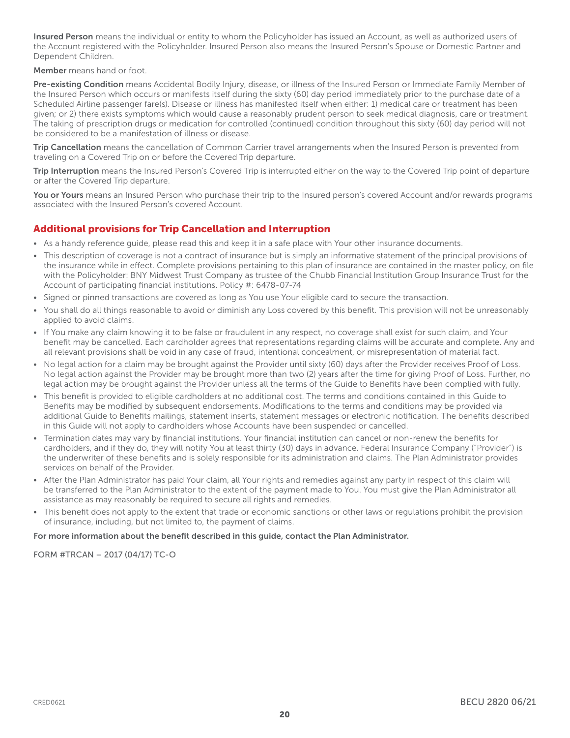**Insured Person** means the individual or entity to whom the Policyholder has issued an Account, as well as authorized users of the Account registered with the Policyholder. Insured Person also means the Insured Person's Spouse or Domestic Partner and Dependent Children.

**Member** means hand or foot.

**Pre-existing Condition** means Accidental Bodily Injury, disease, or illness of the Insured Person or Immediate Family Member of the Insured Person which occurs or manifests itself during the sixty (60) day period immediately prior to the purchase date of a Scheduled Airline passenger fare(s). Disease or illness has manifested itself when either: 1) medical care or treatment has been given; or 2) there exists symptoms which would cause a reasonably prudent person to seek medical diagnosis, care or treatment. The taking of prescription drugs or medication for controlled (continued) condition throughout this sixty (60) day period will not be considered to be a manifestation of illness or disease.

**Trip Cancellation** means the cancellation of Common Carrier travel arrangements when the Insured Person is prevented from traveling on a Covered Trip on or before the Covered Trip departure.

**Trip Interruption** means the Insured Person's Covered Trip is interrupted either on the way to the Covered Trip point of departure or after the Covered Trip departure.

**You or Yours** means an Insured Person who purchase their trip to the Insured person's covered Account and/or rewards programs associated with the Insured Person's covered Account.

## Additional provisions for Trip Cancellation and Interruption

- As a handy reference guide, please read this and keep it in a safe place with Your other insurance documents.
- This description of coverage is not a contract of insurance but is simply an informative statement of the principal provisions of the insurance while in effect. Complete provisions pertaining to this plan of insurance are contained in the master policy, on file with the Policyholder: BNY Midwest Trust Company as trustee of the Chubb Financial Institution Group Insurance Trust for the Account of participating financial institutions. Policy #: 6478-07-74
- Signed or pinned transactions are covered as long as You use Your eligible card to secure the transaction.
- You shall do all things reasonable to avoid or diminish any Loss covered by this benefit. This provision will not be unreasonably applied to avoid claims.
- If You make any claim knowing it to be false or fraudulent in any respect, no coverage shall exist for such claim, and Your benefit may be cancelled. Each cardholder agrees that representations regarding claims will be accurate and complete. Any and all relevant provisions shall be void in any case of fraud, intentional concealment, or misrepresentation of material fact.
- No legal action for a claim may be brought against the Provider until sixty (60) days after the Provider receives Proof of Loss. No legal action against the Provider may be brought more than two (2) years after the time for giving Proof of Loss. Further, no legal action may be brought against the Provider unless all the terms of the Guide to Benefits have been complied with fully.
- This benefit is provided to eligible cardholders at no additional cost. The terms and conditions contained in this Guide to Benefits may be modified by subsequent endorsements. Modifications to the terms and conditions may be provided via additional Guide to Benefits mailings, statement inserts, statement messages or electronic notification. The benefits described in this Guide will not apply to cardholders whose Accounts have been suspended or cancelled.
- Termination dates may vary by financial institutions. Your financial institution can cancel or non-renew the benefits for cardholders, and if they do, they will notify You at least thirty (30) days in advance. Federal Insurance Company ("Provider") is the underwriter of these benefits and is solely responsible for its administration and claims. The Plan Administrator provides services on behalf of the Provider.
- After the Plan Administrator has paid Your claim, all Your rights and remedies against any party in respect of this claim will be transferred to the Plan Administrator to the extent of the payment made to You. You must give the Plan Administrator all assistance as may reasonably be required to secure all rights and remedies.
- This benefit does not apply to the extent that trade or economic sanctions or other laws or regulations prohibit the provision of insurance, including, but not limited to, the payment of claims.

**For more information about the benefit described in this guide, contact the Plan Administrator.**

FORM #TRCAN – 2017 (04/17) TC-O

CRED0621

BECU 2820 06/21